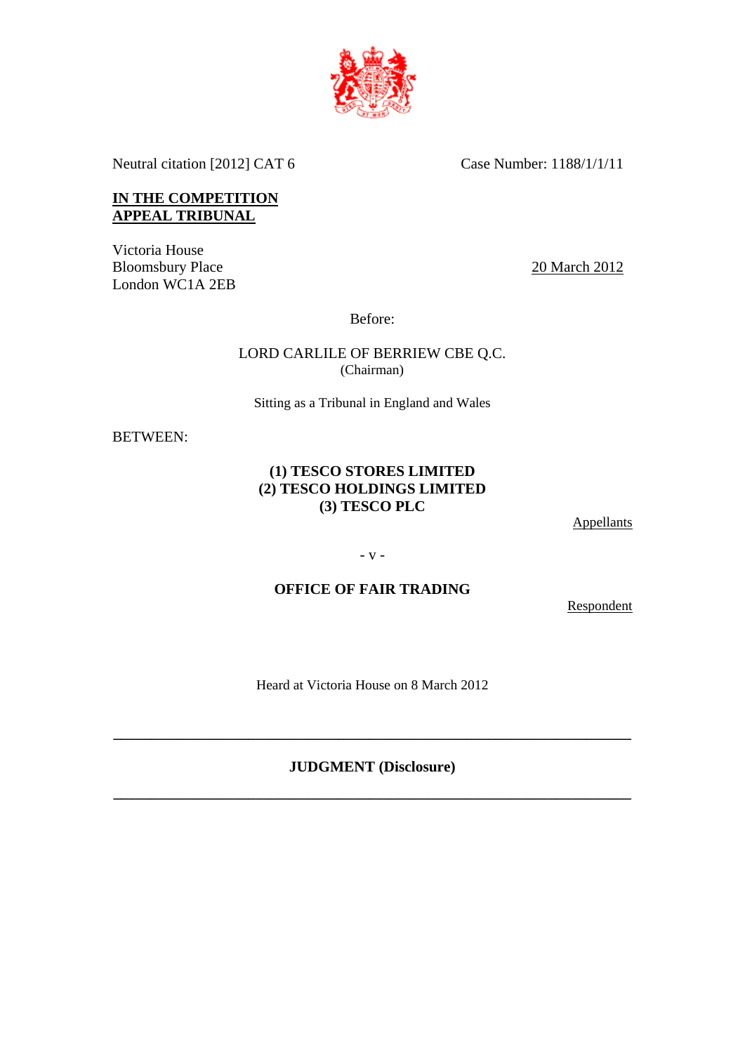Neutral citation [2012] CAT 6 Case Number: 1188/1/1/11

**IN THE COMPETITION APPEAL TRIBUNAL**

Victoria House
Bloomsbury Place
London WC1A 2EB

20 March 2012

Before:

LORD CARLILE OF BERRIEW CBE Q.C.
(Chairman)

Sitting as a Tribunal in England and Wales

BETWEEN:

**(1) TESCO STORES LIMITED**
**(2) TESCO HOLDINGS LIMITED**
**(3) TESCO PLC**

Appellants

- v -

**OFFICE OF FAIR TRADING**

Respondent

Heard at Victoria House on 8 March 2012

---

**JUDGMENT (Disclosure)**

---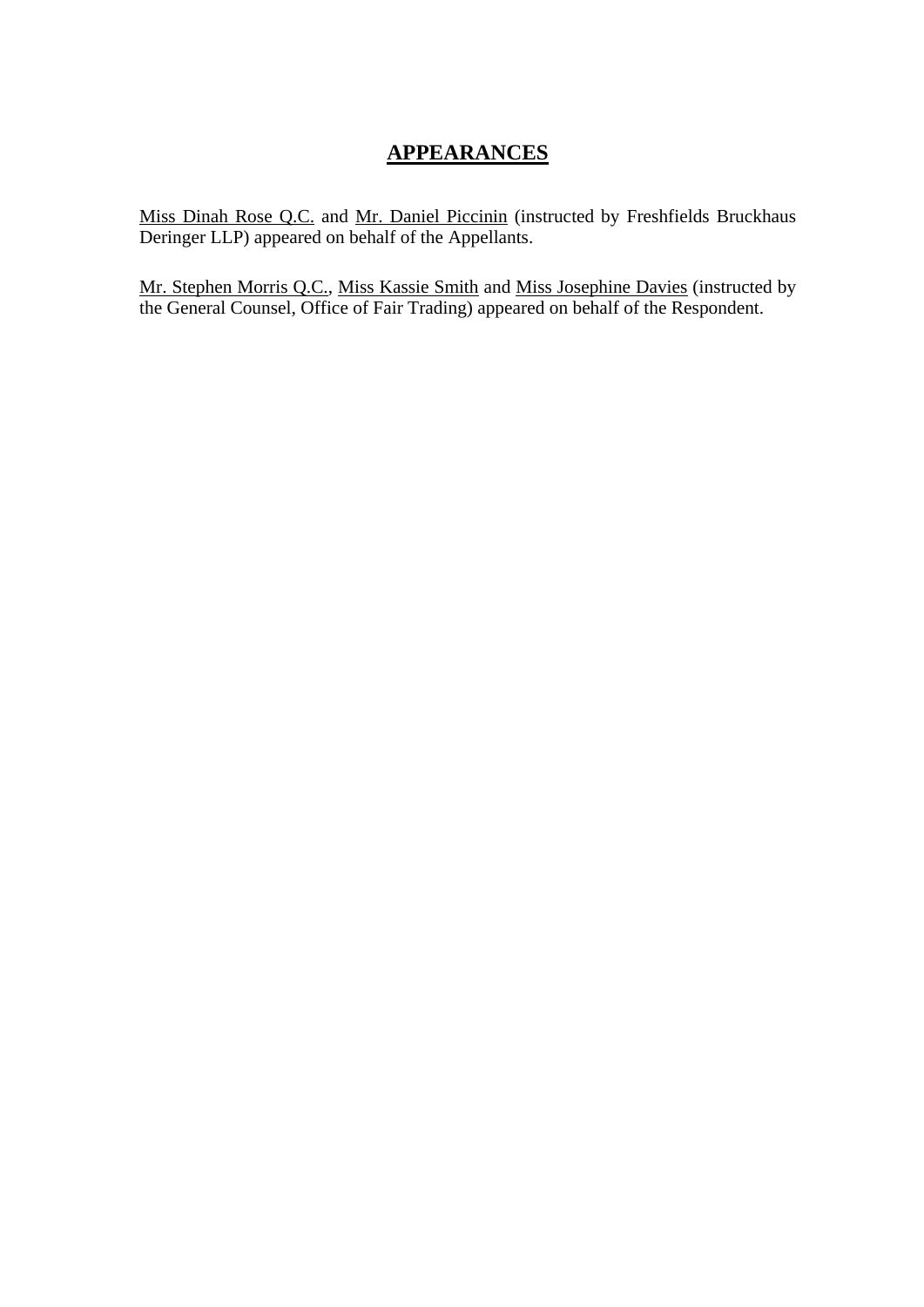# APPEARANCES

Miss Dinah Rose Q.C. and Mr. Daniel Piccinin (instructed by Freshfields Bruckhaus Deringer LLP) appeared on behalf of the Appellants.

Mr. Stephen Morris Q.C., Miss Kassie Smith and Miss Josephine Davies (instructed by the General Counsel, Office of Fair Trading) appeared on behalf of the Respondent.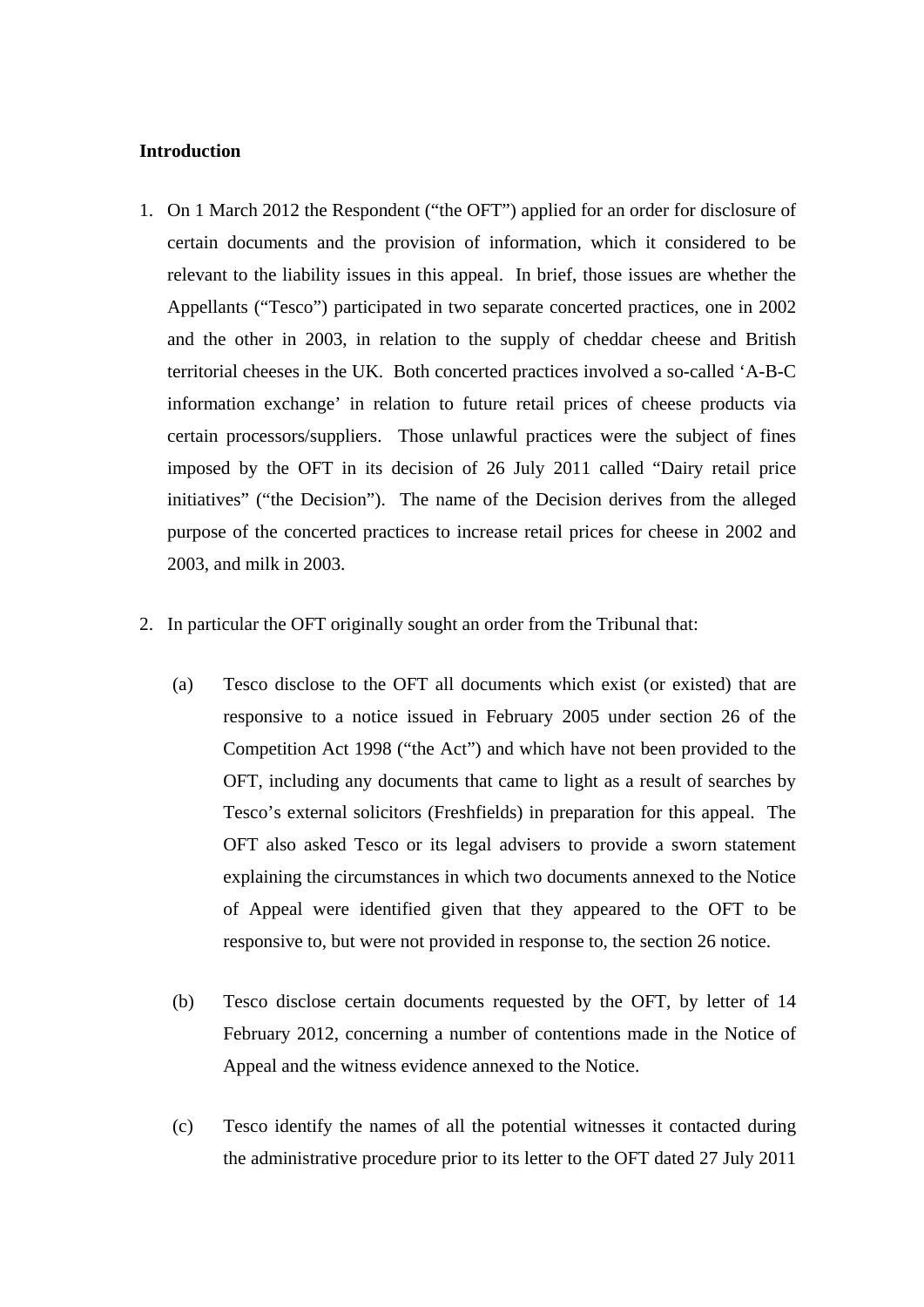**Introduction**

1. On 1 March 2012 the Respondent ("the OFT") applied for an order for disclosure of certain documents and the provision of information, which it considered to be relevant to the liability issues in this appeal. In brief, those issues are whether the Appellants ("Tesco") participated in two separate concerted practices, one in 2002 and the other in 2003, in relation to the supply of cheddar cheese and British territorial cheeses in the UK. Both concerted practices involved a so-called 'A-B-C information exchange' in relation to future retail prices of cheese products via certain processors/suppliers. Those unlawful practices were the subject of fines imposed by the OFT in its decision of 26 July 2011 called "Dairy retail price initiatives" ("the Decision"). The name of the Decision derives from the alleged purpose of the concerted practices to increase retail prices for cheese in 2002 and 2003, and milk in 2003.

2. In particular the OFT originally sought an order from the Tribunal that:

   (a) Tesco disclose to the OFT all documents which exist (or existed) that are responsive to a notice issued in February 2005 under section 26 of the Competition Act 1998 ("the Act") and which have not been provided to the OFT, including any documents that came to light as a result of searches by Tesco's external solicitors (Freshfields) in preparation for this appeal. The OFT also asked Tesco or its legal advisers to provide a sworn statement explaining the circumstances in which two documents annexed to the Notice of Appeal were identified given that they appeared to the OFT to be responsive to, but were not provided in response to, the section 26 notice.

   (b) Tesco disclose certain documents requested by the OFT, by letter of 14 February 2012, concerning a number of contentions made in the Notice of Appeal and the witness evidence annexed to the Notice.

   (c) Tesco identify the names of all the potential witnesses it contacted during the administrative procedure prior to its letter to the OFT dated 27 July 2011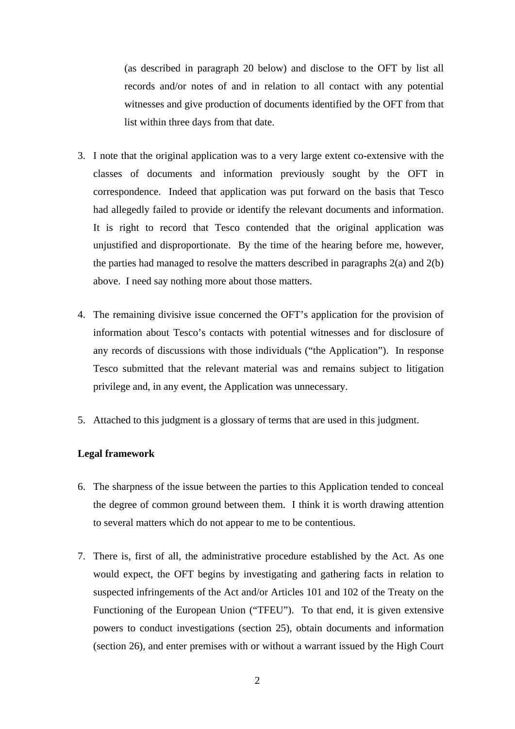(as described in paragraph 20 below) and disclose to the OFT by list all records and/or notes of and in relation to all contact with any potential witnesses and give production of documents identified by the OFT from that list within three days from that date.

3. I note that the original application was to a very large extent co-extensive with the classes of documents and information previously sought by the OFT in correspondence. Indeed that application was put forward on the basis that Tesco had allegedly failed to provide or identify the relevant documents and information. It is right to record that Tesco contended that the original application was unjustified and disproportionate. By the time of the hearing before me, however, the parties had managed to resolve the matters described in paragraphs 2(a) and 2(b) above. I need say nothing more about those matters.

4. The remaining divisive issue concerned the OFT's application for the provision of information about Tesco's contacts with potential witnesses and for disclosure of any records of discussions with those individuals ("the Application"). In response Tesco submitted that the relevant material was and remains subject to litigation privilege and, in any event, the Application was unnecessary.

5. Attached to this judgment is a glossary of terms that are used in this judgment.

**Legal framework**

6. The sharpness of the issue between the parties to this Application tended to conceal the degree of common ground between them. I think it is worth drawing attention to several matters which do not appear to me to be contentious.

7. There is, first of all, the administrative procedure established by the Act. As one would expect, the OFT begins by investigating and gathering facts in relation to suspected infringements of the Act and/or Articles 101 and 102 of the Treaty on the Functioning of the European Union ("TFEU"). To that end, it is given extensive powers to conduct investigations (section 25), obtain documents and information (section 26), and enter premises with or without a warrant issued by the High Court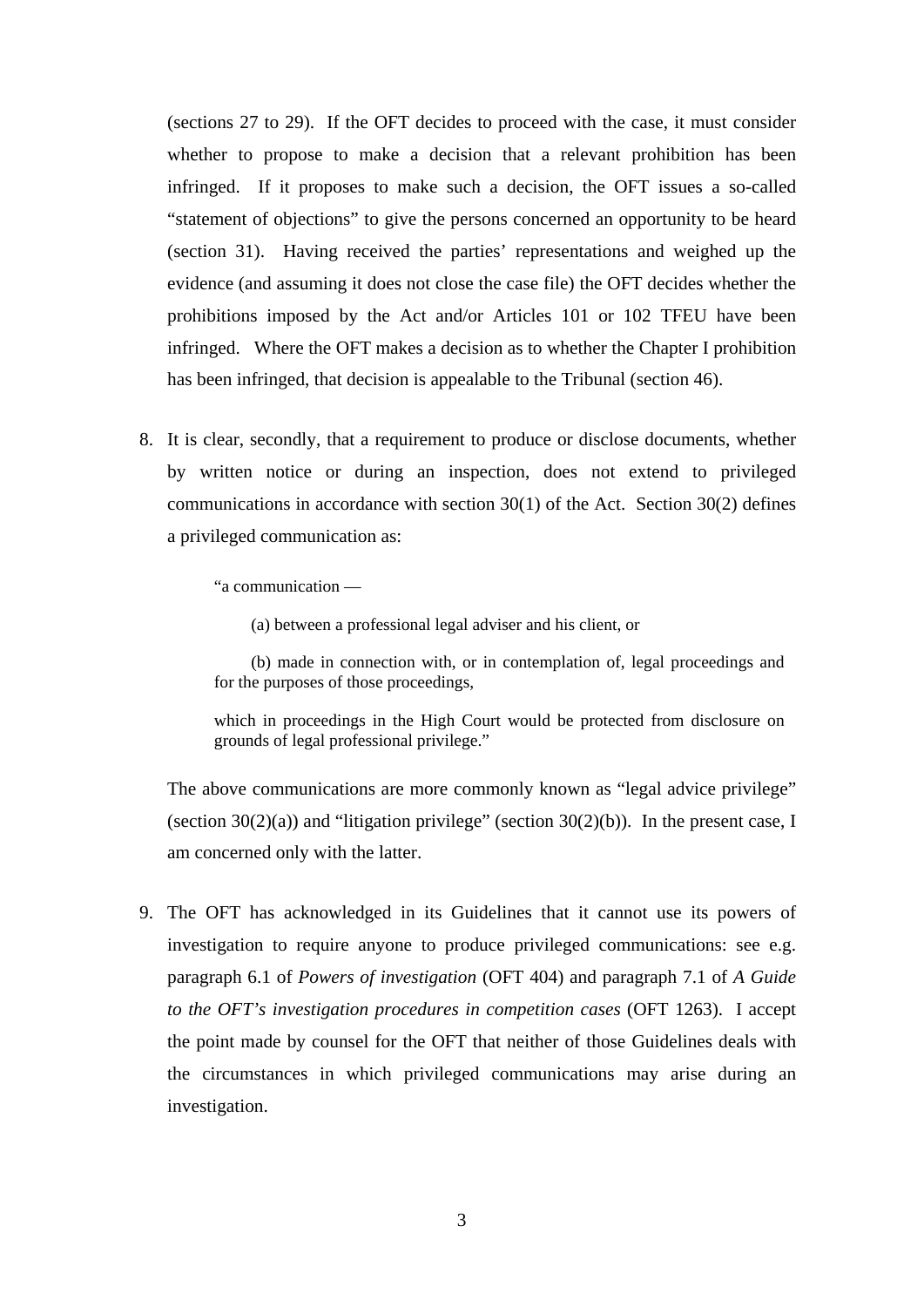(sections 27 to 29). If the OFT decides to proceed with the case, it must consider whether to propose to make a decision that a relevant prohibition has been infringed. If it proposes to make such a decision, the OFT issues a so-called "statement of objections" to give the persons concerned an opportunity to be heard (section 31). Having received the parties' representations and weighed up the evidence (and assuming it does not close the case file) the OFT decides whether the prohibitions imposed by the Act and/or Articles 101 or 102 TFEU have been infringed. Where the OFT makes a decision as to whether the Chapter I prohibition has been infringed, that decision is appealable to the Tribunal (section 46).

8. It is clear, secondly, that a requirement to produce or disclose documents, whether by written notice or during an inspection, does not extend to privileged communications in accordance with section 30(1) of the Act. Section 30(2) defines a privileged communication as:

> "a communication —
>
> (a) between a professional legal adviser and his client, or
>
> (b) made in connection with, or in contemplation of, legal proceedings and for the purposes of those proceedings,
>
> which in proceedings in the High Court would be protected from disclosure on grounds of legal professional privilege."

The above communications are more commonly known as "legal advice privilege" (section 30(2)(a)) and "litigation privilege" (section 30(2)(b)). In the present case, I am concerned only with the latter.

9. The OFT has acknowledged in its Guidelines that it cannot use its powers of investigation to require anyone to produce privileged communications: see e.g. paragraph 6.1 of *Powers of investigation* (OFT 404) and paragraph 7.1 of *A Guide to the OFT's investigation procedures in competition cases* (OFT 1263). I accept the point made by counsel for the OFT that neither of those Guidelines deals with the circumstances in which privileged communications may arise during an investigation.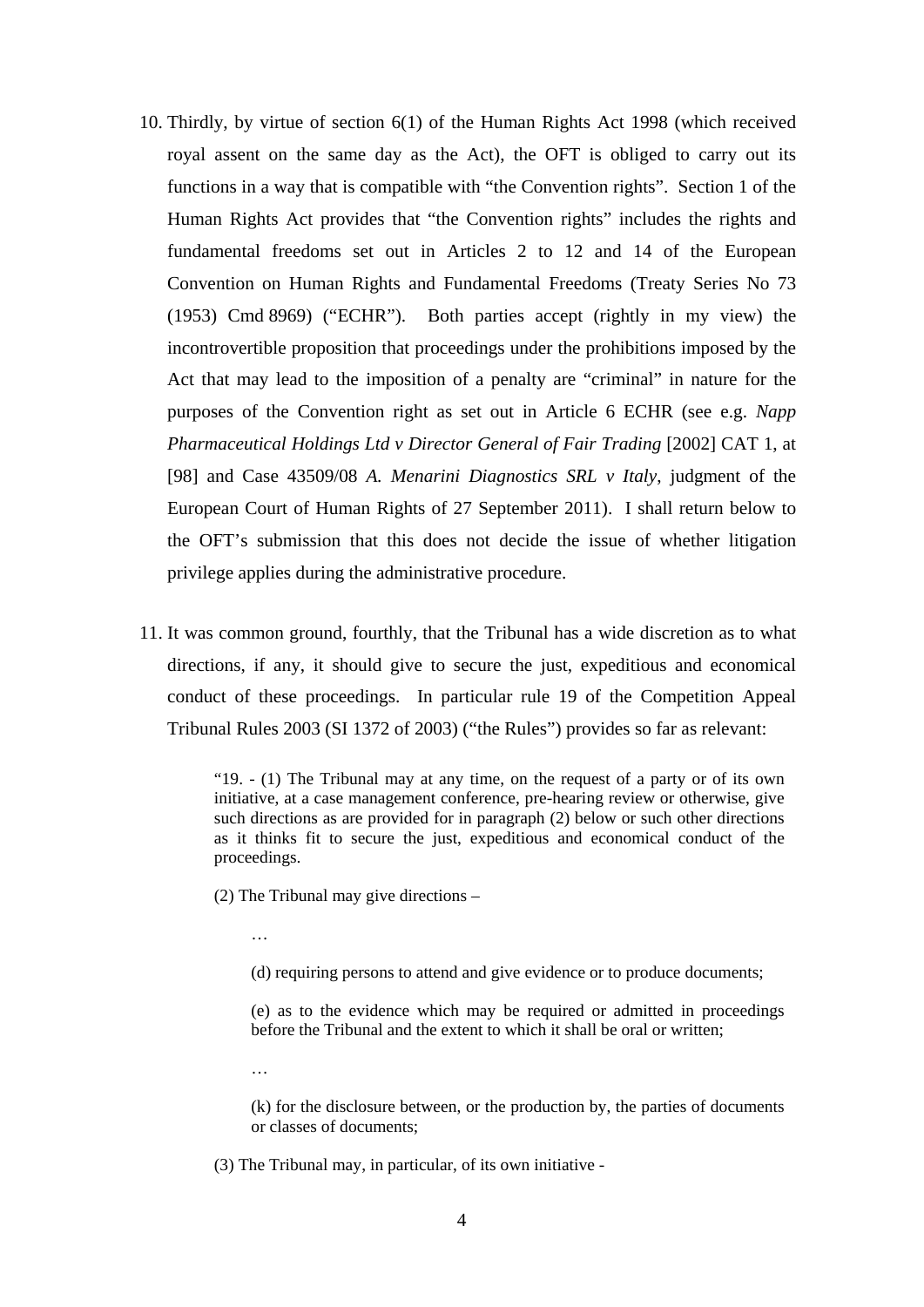10. Thirdly, by virtue of section 6(1) of the Human Rights Act 1998 (which received royal assent on the same day as the Act), the OFT is obliged to carry out its functions in a way that is compatible with "the Convention rights". Section 1 of the Human Rights Act provides that "the Convention rights" includes the rights and fundamental freedoms set out in Articles 2 to 12 and 14 of the European Convention on Human Rights and Fundamental Freedoms (Treaty Series No 73 (1953) Cmd 8969) ("ECHR"). Both parties accept (rightly in my view) the incontrovertible proposition that proceedings under the prohibitions imposed by the Act that may lead to the imposition of a penalty are "criminal" in nature for the purposes of the Convention right as set out in Article 6 ECHR (see e.g. *Napp Pharmaceutical Holdings Ltd v Director General of Fair Trading* [2002] CAT 1, at [98] and Case 43509/08 *A. Menarini Diagnostics SRL v Italy*, judgment of the European Court of Human Rights of 27 September 2011). I shall return below to the OFT's submission that this does not decide the issue of whether litigation privilege applies during the administrative procedure.

11. It was common ground, fourthly, that the Tribunal has a wide discretion as to what directions, if any, it should give to secure the just, expeditious and economical conduct of these proceedings. In particular rule 19 of the Competition Appeal Tribunal Rules 2003 (SI 1372 of 2003) ("the Rules") provides so far as relevant:

> "19. - (1) The Tribunal may at any time, on the request of a party or of its own initiative, at a case management conference, pre-hearing review or otherwise, give such directions as are provided for in paragraph (2) below or such other directions as it thinks fit to secure the just, expeditious and economical conduct of the proceedings.
>
> (2) The Tribunal may give directions –
>
> > …
> >
> > (d) requiring persons to attend and give evidence or to produce documents;
> >
> > (e) as to the evidence which may be required or admitted in proceedings before the Tribunal and the extent to which it shall be oral or written;
> >
> > …
> >
> > (k) for the disclosure between, or the production by, the parties of documents or classes of documents;
>
> (3) The Tribunal may, in particular, of its own initiative -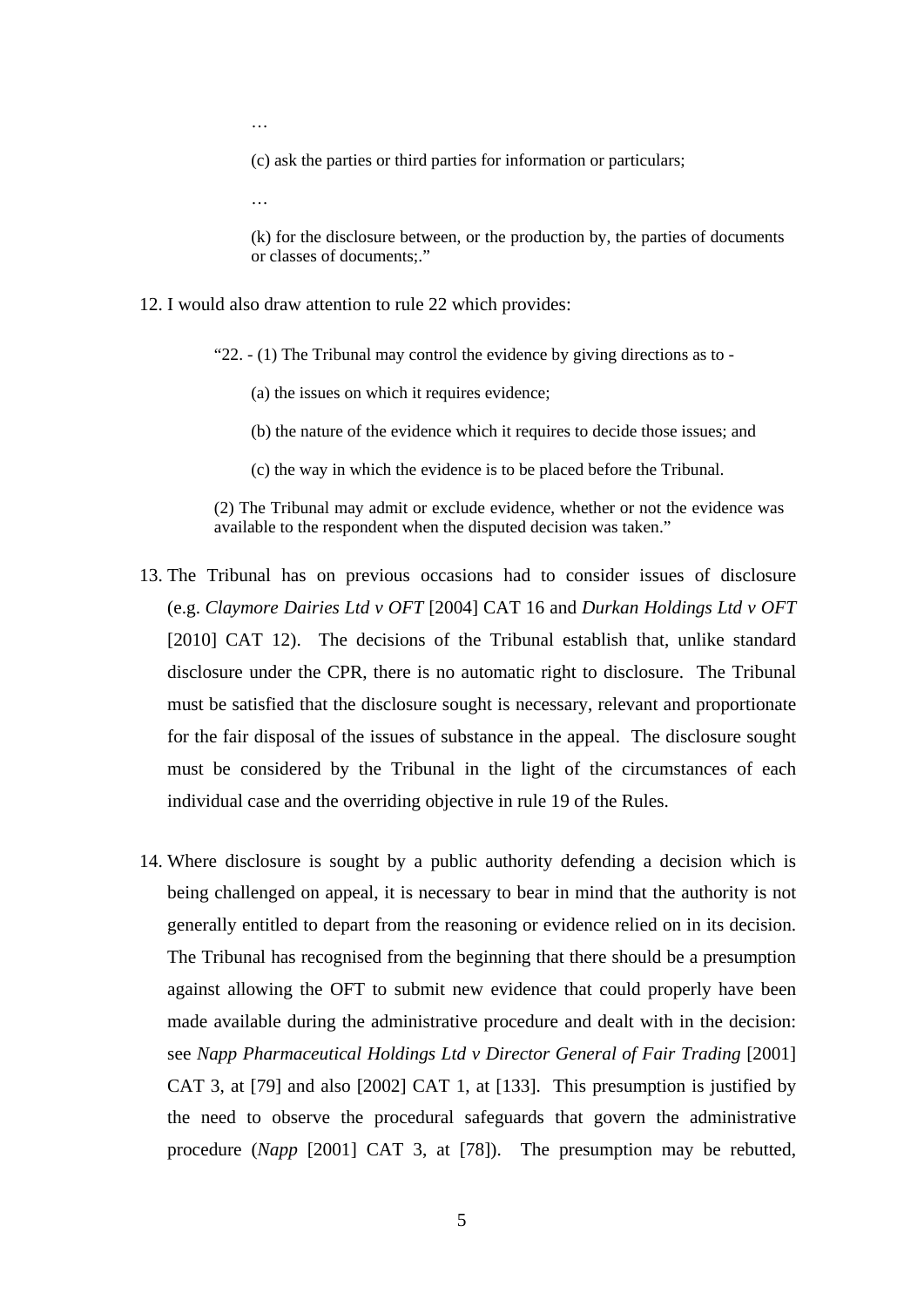…

(c) ask the parties or third parties for information or particulars;

…

(k) for the disclosure between, or the production by, the parties of documents or classes of documents;."

12. I would also draw attention to rule 22 which provides:

> "22. - (1) The Tribunal may control the evidence by giving directions as to -
>
> (a) the issues on which it requires evidence;
>
> (b) the nature of the evidence which it requires to decide those issues; and
>
> (c) the way in which the evidence is to be placed before the Tribunal.
>
> (2) The Tribunal may admit or exclude evidence, whether or not the evidence was available to the respondent when the disputed decision was taken."

13. The Tribunal has on previous occasions had to consider issues of disclosure (e.g. *Claymore Dairies Ltd v OFT* [2004] CAT 16 and *Durkan Holdings Ltd v OFT* [2010] CAT 12). The decisions of the Tribunal establish that, unlike standard disclosure under the CPR, there is no automatic right to disclosure. The Tribunal must be satisfied that the disclosure sought is necessary, relevant and proportionate for the fair disposal of the issues of substance in the appeal. The disclosure sought must be considered by the Tribunal in the light of the circumstances of each individual case and the overriding objective in rule 19 of the Rules.

14. Where disclosure is sought by a public authority defending a decision which is being challenged on appeal, it is necessary to bear in mind that the authority is not generally entitled to depart from the reasoning or evidence relied on in its decision. The Tribunal has recognised from the beginning that there should be a presumption against allowing the OFT to submit new evidence that could properly have been made available during the administrative procedure and dealt with in the decision: see *Napp Pharmaceutical Holdings Ltd v Director General of Fair Trading* [2001] CAT 3, at [79] and also [2002] CAT 1, at [133]. This presumption is justified by the need to observe the procedural safeguards that govern the administrative procedure (*Napp* [2001] CAT 3, at [78]). The presumption may be rebutted,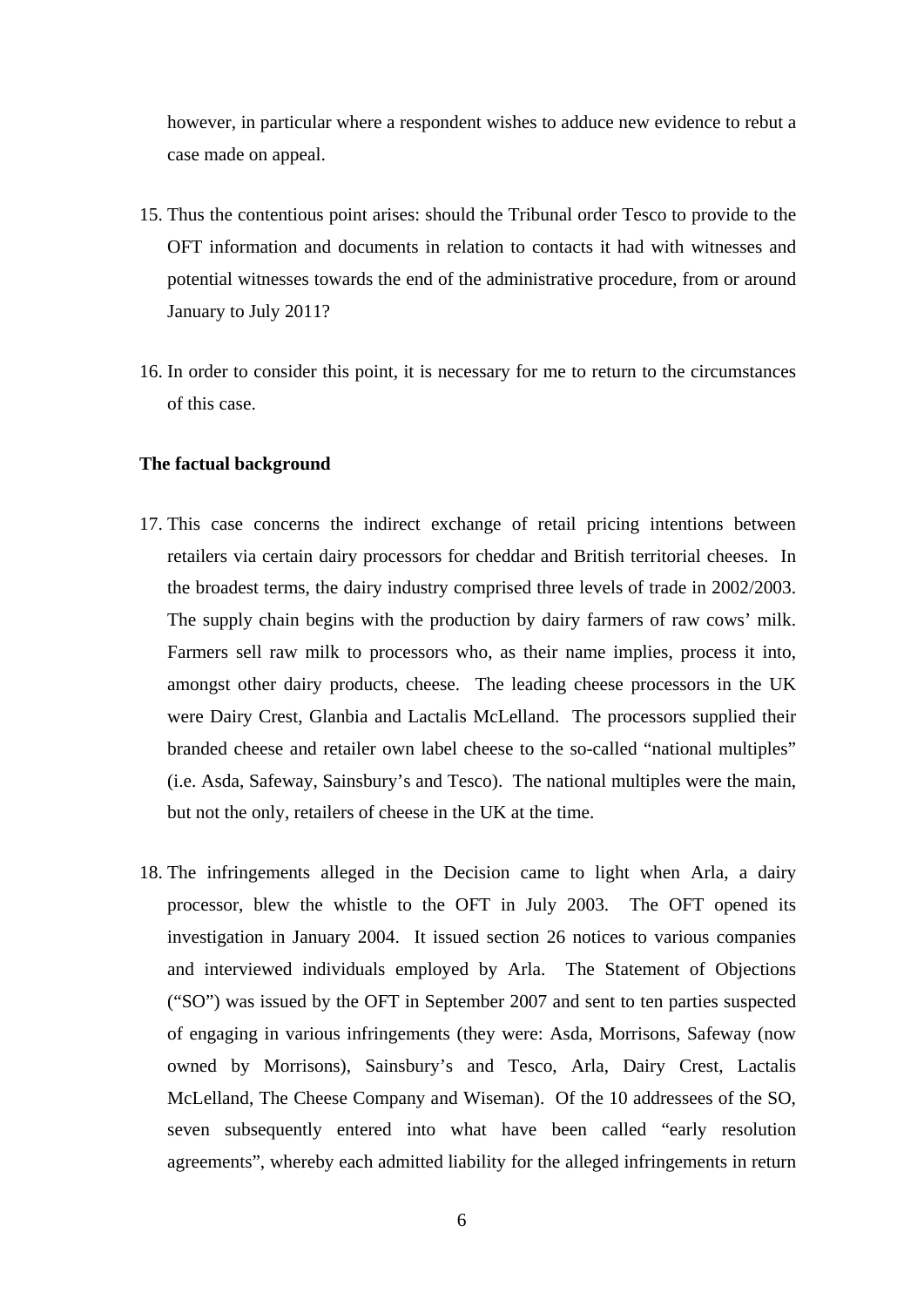however, in particular where a respondent wishes to adduce new evidence to rebut a case made on appeal.

15. Thus the contentious point arises: should the Tribunal order Tesco to provide to the OFT information and documents in relation to contacts it had with witnesses and potential witnesses towards the end of the administrative procedure, from or around January to July 2011?

16. In order to consider this point, it is necessary for me to return to the circumstances of this case.

**The factual background**

17. This case concerns the indirect exchange of retail pricing intentions between retailers via certain dairy processors for cheddar and British territorial cheeses. In the broadest terms, the dairy industry comprised three levels of trade in 2002/2003. The supply chain begins with the production by dairy farmers of raw cows' milk. Farmers sell raw milk to processors who, as their name implies, process it into, amongst other dairy products, cheese. The leading cheese processors in the UK were Dairy Crest, Glanbia and Lactalis McLelland. The processors supplied their branded cheese and retailer own label cheese to the so-called "national multiples" (i.e. Asda, Safeway, Sainsbury's and Tesco). The national multiples were the main, but not the only, retailers of cheese in the UK at the time.

18. The infringements alleged in the Decision came to light when Arla, a dairy processor, blew the whistle to the OFT in July 2003. The OFT opened its investigation in January 2004. It issued section 26 notices to various companies and interviewed individuals employed by Arla. The Statement of Objections ("SO") was issued by the OFT in September 2007 and sent to ten parties suspected of engaging in various infringements (they were: Asda, Morrisons, Safeway (now owned by Morrisons), Sainsbury's and Tesco, Arla, Dairy Crest, Lactalis McLelland, The Cheese Company and Wiseman). Of the 10 addressees of the SO, seven subsequently entered into what have been called "early resolution agreements", whereby each admitted liability for the alleged infringements in return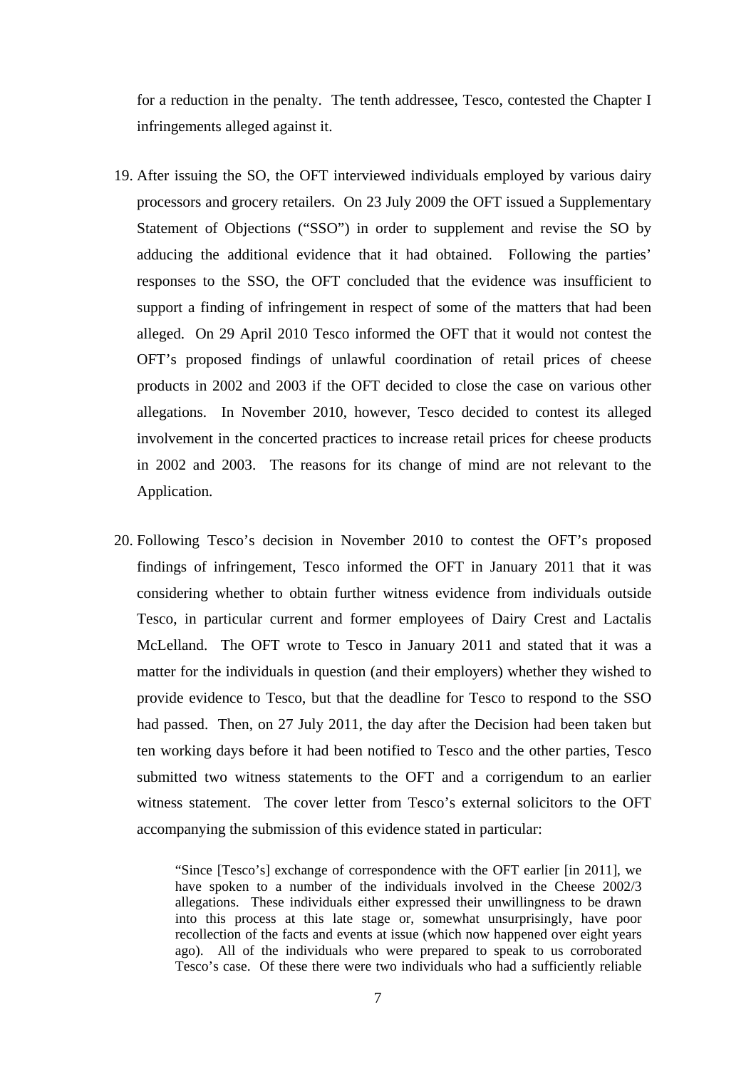for a reduction in the penalty. The tenth addressee, Tesco, contested the Chapter I infringements alleged against it.

19. After issuing the SO, the OFT interviewed individuals employed by various dairy processors and grocery retailers. On 23 July 2009 the OFT issued a Supplementary Statement of Objections ("SSO") in order to supplement and revise the SO by adducing the additional evidence that it had obtained. Following the parties' responses to the SSO, the OFT concluded that the evidence was insufficient to support a finding of infringement in respect of some of the matters that had been alleged. On 29 April 2010 Tesco informed the OFT that it would not contest the OFT's proposed findings of unlawful coordination of retail prices of cheese products in 2002 and 2003 if the OFT decided to close the case on various other allegations. In November 2010, however, Tesco decided to contest its alleged involvement in the concerted practices to increase retail prices for cheese products in 2002 and 2003. The reasons for its change of mind are not relevant to the Application.

20. Following Tesco's decision in November 2010 to contest the OFT's proposed findings of infringement, Tesco informed the OFT in January 2011 that it was considering whether to obtain further witness evidence from individuals outside Tesco, in particular current and former employees of Dairy Crest and Lactalis McLelland. The OFT wrote to Tesco in January 2011 and stated that it was a matter for the individuals in question (and their employers) whether they wished to provide evidence to Tesco, but that the deadline for Tesco to respond to the SSO had passed. Then, on 27 July 2011, the day after the Decision had been taken but ten working days before it had been notified to Tesco and the other parties, Tesco submitted two witness statements to the OFT and a corrigendum to an earlier witness statement. The cover letter from Tesco's external solicitors to the OFT accompanying the submission of this evidence stated in particular:

> "Since [Tesco's] exchange of correspondence with the OFT earlier [in 2011], we have spoken to a number of the individuals involved in the Cheese 2002/3 allegations. These individuals either expressed their unwillingness to be drawn into this process at this late stage or, somewhat unsurprisingly, have poor recollection of the facts and events at issue (which now happened over eight years ago). All of the individuals who were prepared to speak to us corroborated Tesco's case. Of these there were two individuals who had a sufficiently reliable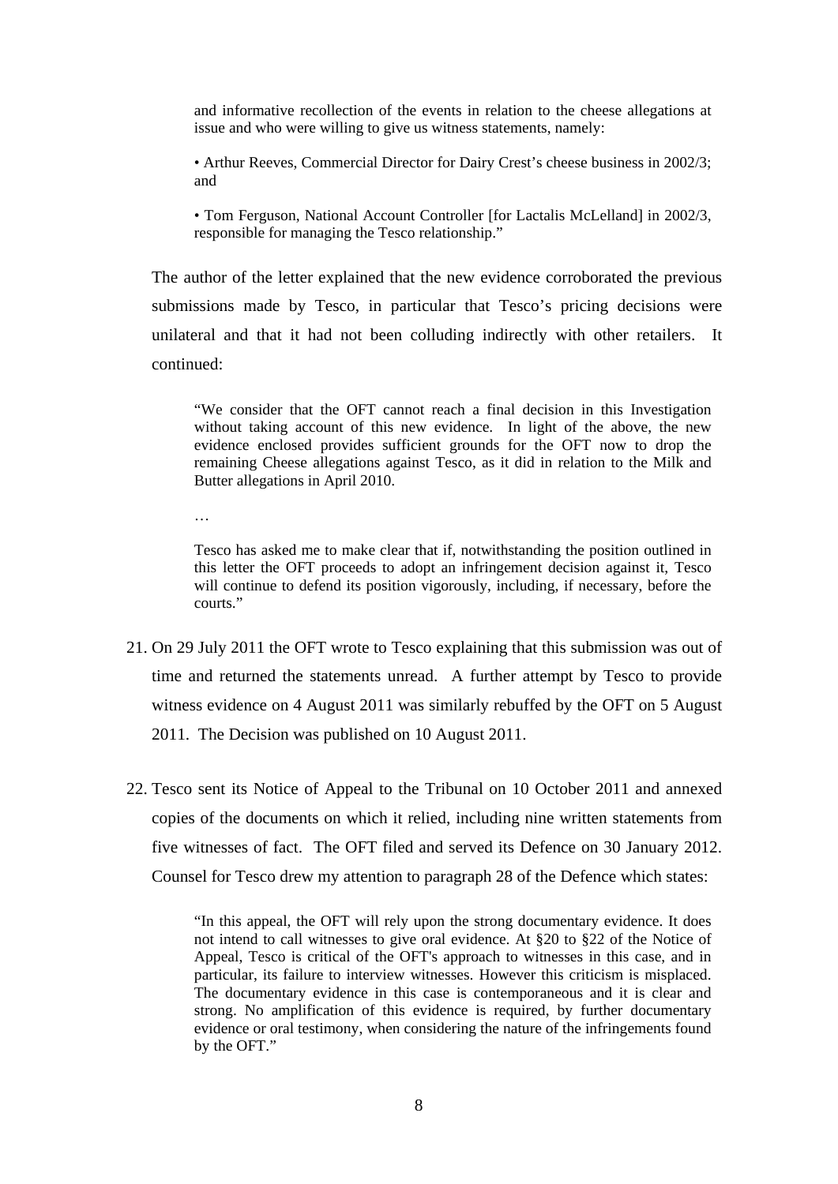> and informative recollection of the events in relation to the cheese allegations at issue and who were willing to give us witness statements, namely:
>
> • Arthur Reeves, Commercial Director for Dairy Crest's cheese business in 2002/3; and
>
> • Tom Ferguson, National Account Controller [for Lactalis McLelland] in 2002/3, responsible for managing the Tesco relationship."

The author of the letter explained that the new evidence corroborated the previous submissions made by Tesco, in particular that Tesco's pricing decisions were unilateral and that it had not been colluding indirectly with other retailers. It continued:

> "We consider that the OFT cannot reach a final decision in this Investigation without taking account of this new evidence. In light of the above, the new evidence enclosed provides sufficient grounds for the OFT now to drop the remaining Cheese allegations against Tesco, as it did in relation to the Milk and Butter allegations in April 2010.
>
> …
>
> Tesco has asked me to make clear that if, notwithstanding the position outlined in this letter the OFT proceeds to adopt an infringement decision against it, Tesco will continue to defend its position vigorously, including, if necessary, before the courts."

21. On 29 July 2011 the OFT wrote to Tesco explaining that this submission was out of time and returned the statements unread. A further attempt by Tesco to provide witness evidence on 4 August 2011 was similarly rebuffed by the OFT on 5 August 2011. The Decision was published on 10 August 2011.

22. Tesco sent its Notice of Appeal to the Tribunal on 10 October 2011 and annexed copies of the documents on which it relied, including nine written statements from five witnesses of fact. The OFT filed and served its Defence on 30 January 2012. Counsel for Tesco drew my attention to paragraph 28 of the Defence which states:

> "In this appeal, the OFT will rely upon the strong documentary evidence. It does not intend to call witnesses to give oral evidence. At §20 to §22 of the Notice of Appeal, Tesco is critical of the OFT's approach to witnesses in this case, and in particular, its failure to interview witnesses. However this criticism is misplaced. The documentary evidence in this case is contemporaneous and it is clear and strong. No amplification of this evidence is required, by further documentary evidence or oral testimony, when considering the nature of the infringements found by the OFT."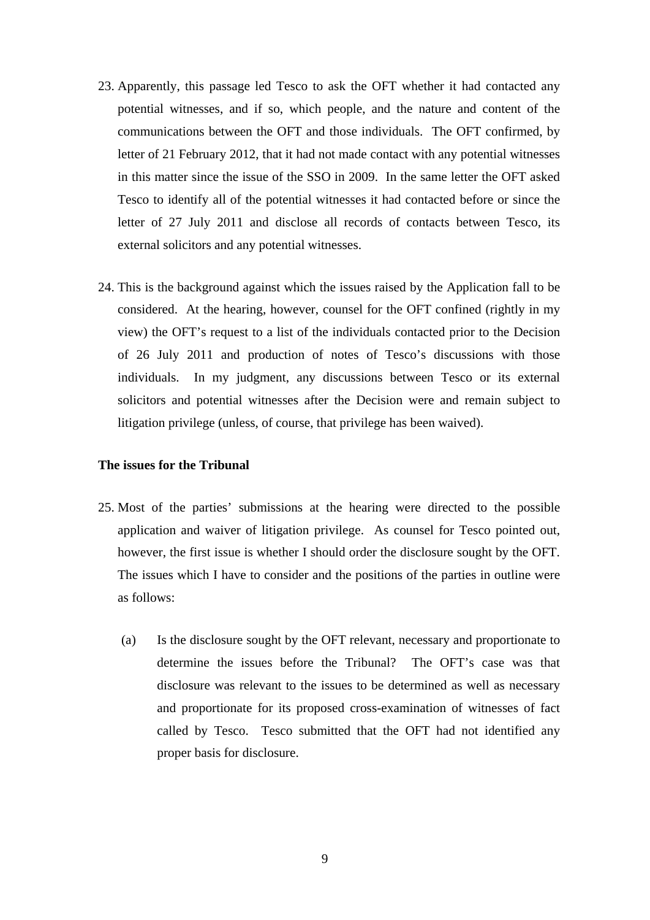23. Apparently, this passage led Tesco to ask the OFT whether it had contacted any potential witnesses, and if so, which people, and the nature and content of the communications between the OFT and those individuals. The OFT confirmed, by letter of 21 February 2012, that it had not made contact with any potential witnesses in this matter since the issue of the SSO in 2009. In the same letter the OFT asked Tesco to identify all of the potential witnesses it had contacted before or since the letter of 27 July 2011 and disclose all records of contacts between Tesco, its external solicitors and any potential witnesses.

24. This is the background against which the issues raised by the Application fall to be considered. At the hearing, however, counsel for the OFT confined (rightly in my view) the OFT's request to a list of the individuals contacted prior to the Decision of 26 July 2011 and production of notes of Tesco's discussions with those individuals. In my judgment, any discussions between Tesco or its external solicitors and potential witnesses after the Decision were and remain subject to litigation privilege (unless, of course, that privilege has been waived).

**The issues for the Tribunal**

25. Most of the parties' submissions at the hearing were directed to the possible application and waiver of litigation privilege. As counsel for Tesco pointed out, however, the first issue is whether I should order the disclosure sought by the OFT. The issues which I have to consider and the positions of the parties in outline were as follows:

    (a) Is the disclosure sought by the OFT relevant, necessary and proportionate to determine the issues before the Tribunal? The OFT's case was that disclosure was relevant to the issues to be determined as well as necessary and proportionate for its proposed cross-examination of witnesses of fact called by Tesco. Tesco submitted that the OFT had not identified any proper basis for disclosure.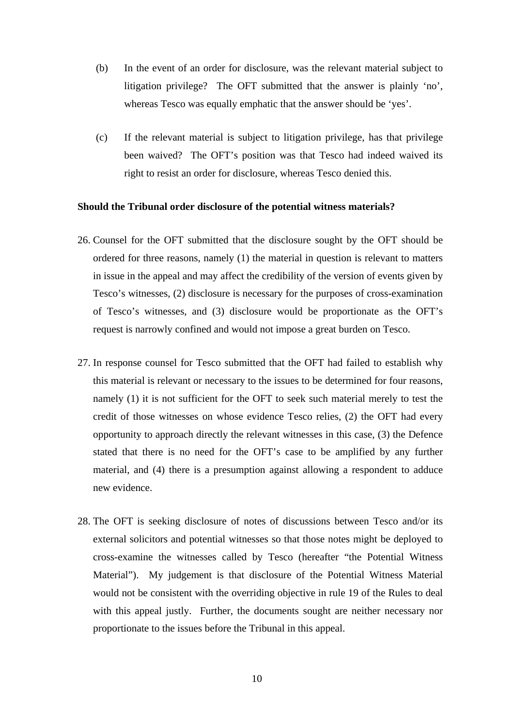(b) In the event of an order for disclosure, was the relevant material subject to litigation privilege? The OFT submitted that the answer is plainly 'no', whereas Tesco was equally emphatic that the answer should be 'yes'.

(c) If the relevant material is subject to litigation privilege, has that privilege been waived? The OFT's position was that Tesco had indeed waived its right to resist an order for disclosure, whereas Tesco denied this.

**Should the Tribunal order disclosure of the potential witness materials?**

26. Counsel for the OFT submitted that the disclosure sought by the OFT should be ordered for three reasons, namely (1) the material in question is relevant to matters in issue in the appeal and may affect the credibility of the version of events given by Tesco's witnesses, (2) disclosure is necessary for the purposes of cross-examination of Tesco's witnesses, and (3) disclosure would be proportionate as the OFT's request is narrowly confined and would not impose a great burden on Tesco.

27. In response counsel for Tesco submitted that the OFT had failed to establish why this material is relevant or necessary to the issues to be determined for four reasons, namely (1) it is not sufficient for the OFT to seek such material merely to test the credit of those witnesses on whose evidence Tesco relies, (2) the OFT had every opportunity to approach directly the relevant witnesses in this case, (3) the Defence stated that there is no need for the OFT's case to be amplified by any further material, and (4) there is a presumption against allowing a respondent to adduce new evidence.

28. The OFT is seeking disclosure of notes of discussions between Tesco and/or its external solicitors and potential witnesses so that those notes might be deployed to cross-examine the witnesses called by Tesco (hereafter "the Potential Witness Material"). My judgement is that disclosure of the Potential Witness Material would not be consistent with the overriding objective in rule 19 of the Rules to deal with this appeal justly. Further, the documents sought are neither necessary nor proportionate to the issues before the Tribunal in this appeal.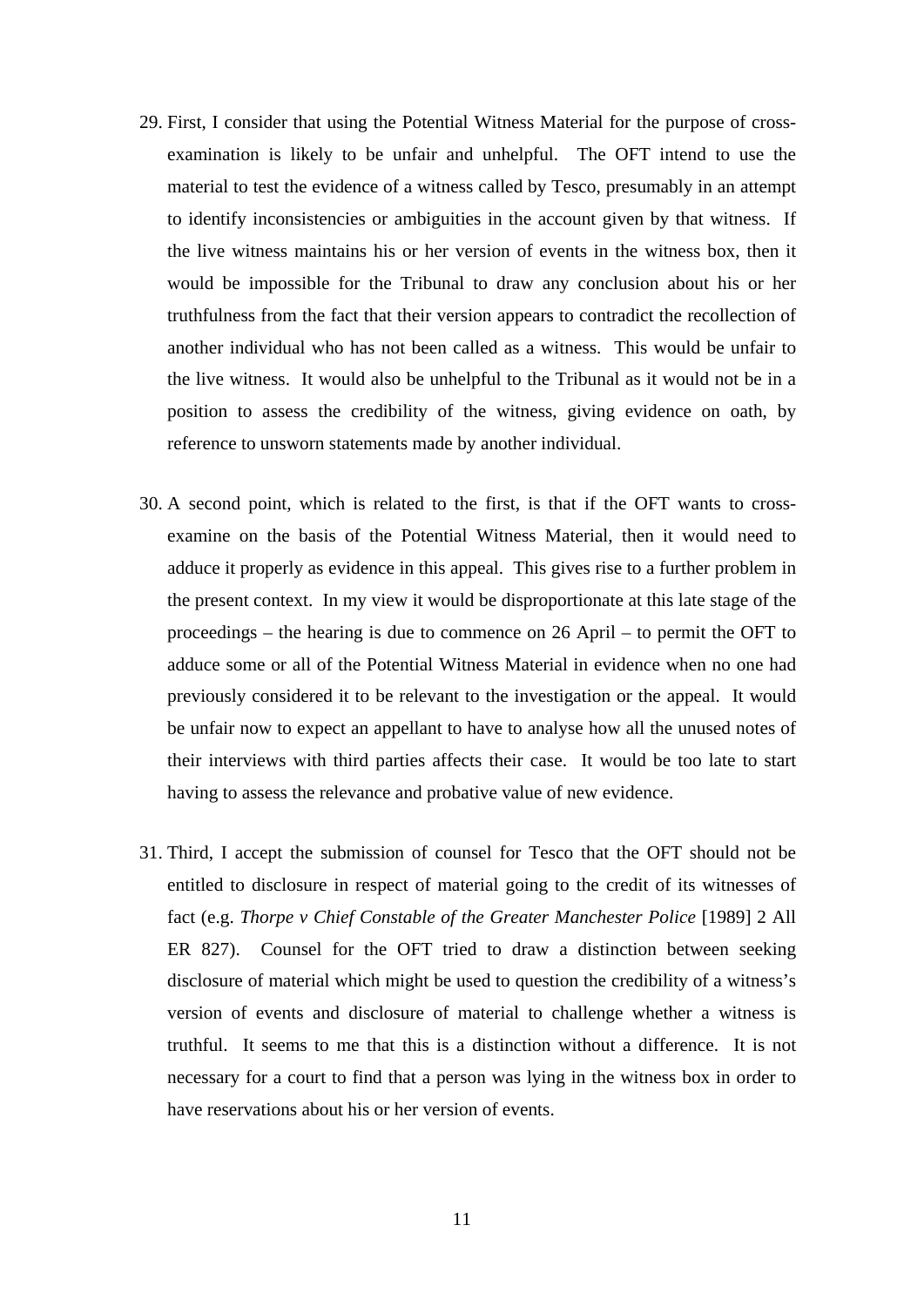29. First, I consider that using the Potential Witness Material for the purpose of cross-examination is likely to be unfair and unhelpful. The OFT intend to use the material to test the evidence of a witness called by Tesco, presumably in an attempt to identify inconsistencies or ambiguities in the account given by that witness. If the live witness maintains his or her version of events in the witness box, then it would be impossible for the Tribunal to draw any conclusion about his or her truthfulness from the fact that their version appears to contradict the recollection of another individual who has not been called as a witness. This would be unfair to the live witness. It would also be unhelpful to the Tribunal as it would not be in a position to assess the credibility of the witness, giving evidence on oath, by reference to unsworn statements made by another individual.

30. A second point, which is related to the first, is that if the OFT wants to cross-examine on the basis of the Potential Witness Material, then it would need to adduce it properly as evidence in this appeal. This gives rise to a further problem in the present context. In my view it would be disproportionate at this late stage of the proceedings – the hearing is due to commence on 26 April – to permit the OFT to adduce some or all of the Potential Witness Material in evidence when no one had previously considered it to be relevant to the investigation or the appeal. It would be unfair now to expect an appellant to have to analyse how all the unused notes of their interviews with third parties affects their case. It would be too late to start having to assess the relevance and probative value of new evidence.

31. Third, I accept the submission of counsel for Tesco that the OFT should not be entitled to disclosure in respect of material going to the credit of its witnesses of fact (e.g. *Thorpe v Chief Constable of the Greater Manchester Police* [1989] 2 All ER 827). Counsel for the OFT tried to draw a distinction between seeking disclosure of material which might be used to question the credibility of a witness's version of events and disclosure of material to challenge whether a witness is truthful. It seems to me that this is a distinction without a difference. It is not necessary for a court to find that a person was lying in the witness box in order to have reservations about his or her version of events.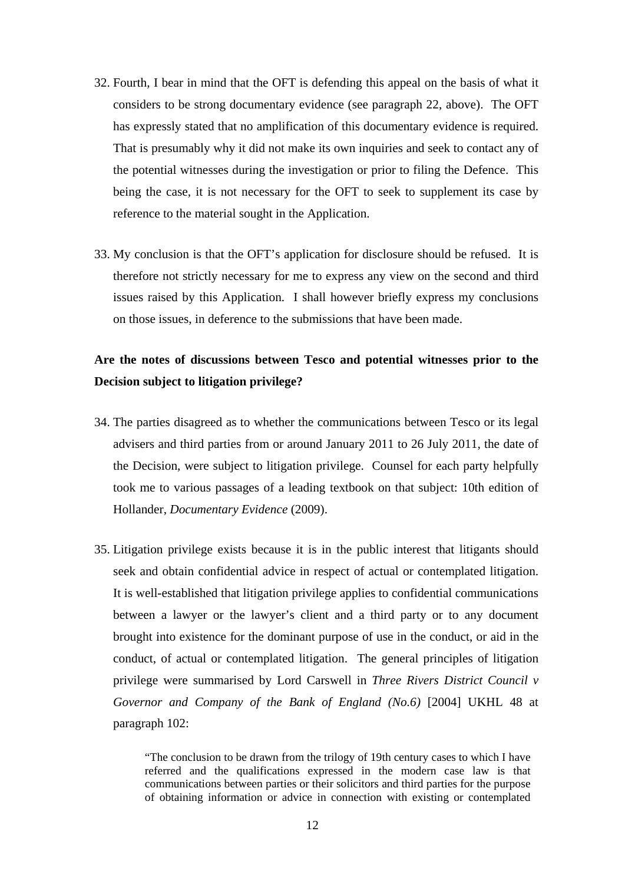32. Fourth, I bear in mind that the OFT is defending this appeal on the basis of what it considers to be strong documentary evidence (see paragraph 22, above). The OFT has expressly stated that no amplification of this documentary evidence is required. That is presumably why it did not make its own inquiries and seek to contact any of the potential witnesses during the investigation or prior to filing the Defence. This being the case, it is not necessary for the OFT to seek to supplement its case by reference to the material sought in the Application.

33. My conclusion is that the OFT's application for disclosure should be refused. It is therefore not strictly necessary for me to express any view on the second and third issues raised by this Application. I shall however briefly express my conclusions on those issues, in deference to the submissions that have been made.

**Are the notes of discussions between Tesco and potential witnesses prior to the Decision subject to litigation privilege?**

34. The parties disagreed as to whether the communications between Tesco or its legal advisers and third parties from or around January 2011 to 26 July 2011, the date of the Decision, were subject to litigation privilege. Counsel for each party helpfully took me to various passages of a leading textbook on that subject: 10th edition of Hollander, *Documentary Evidence* (2009).

35. Litigation privilege exists because it is in the public interest that litigants should seek and obtain confidential advice in respect of actual or contemplated litigation. It is well-established that litigation privilege applies to confidential communications between a lawyer or the lawyer's client and a third party or to any document brought into existence for the dominant purpose of use in the conduct, or aid in the conduct, of actual or contemplated litigation. The general principles of litigation privilege were summarised by Lord Carswell in *Three Rivers District Council v Governor and Company of the Bank of England (No.6)* [2004] UKHL 48 at paragraph 102:

> "The conclusion to be drawn from the trilogy of 19th century cases to which I have referred and the qualifications expressed in the modern case law is that communications between parties or their solicitors and third parties for the purpose of obtaining information or advice in connection with existing or contemplated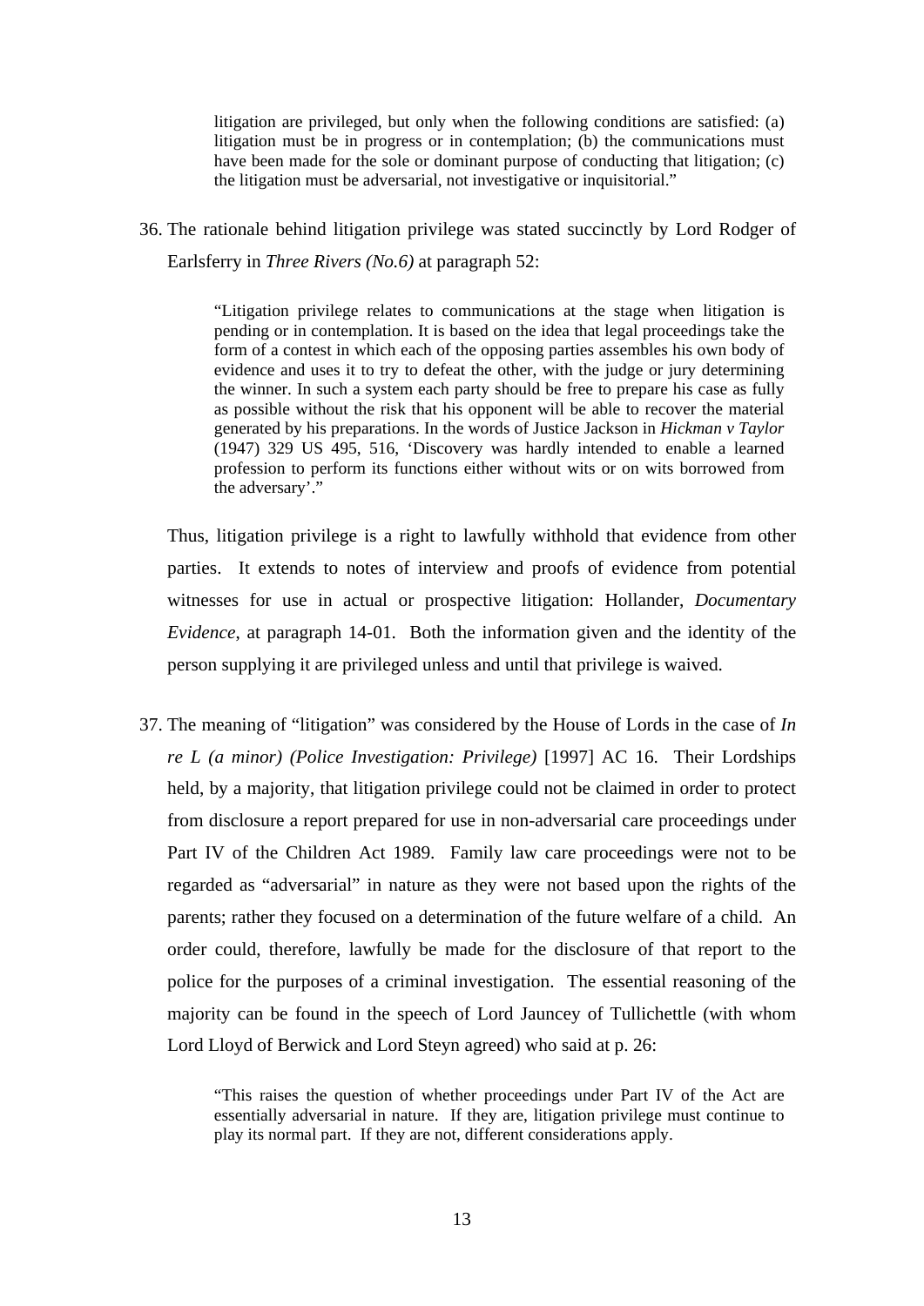> litigation are privileged, but only when the following conditions are satisfied: (a) litigation must be in progress or in contemplation; (b) the communications must have been made for the sole or dominant purpose of conducting that litigation; (c) the litigation must be adversarial, not investigative or inquisitorial."

36. The rationale behind litigation privilege was stated succinctly by Lord Rodger of Earlsferry in *Three Rivers (No.6)* at paragraph 52:

> "Litigation privilege relates to communications at the stage when litigation is pending or in contemplation. It is based on the idea that legal proceedings take the form of a contest in which each of the opposing parties assembles his own body of evidence and uses it to try to defeat the other, with the judge or jury determining the winner. In such a system each party should be free to prepare his case as fully as possible without the risk that his opponent will be able to recover the material generated by his preparations. In the words of Justice Jackson in *Hickman v Taylor* (1947) 329 US 495, 516, 'Discovery was hardly intended to enable a learned profession to perform its functions either without wits or on wits borrowed from the adversary'."

Thus, litigation privilege is a right to lawfully withhold that evidence from other parties. It extends to notes of interview and proofs of evidence from potential witnesses for use in actual or prospective litigation: Hollander, *Documentary Evidence*, at paragraph 14-01. Both the information given and the identity of the person supplying it are privileged unless and until that privilege is waived.

37. The meaning of "litigation" was considered by the House of Lords in the case of *In re L (a minor) (Police Investigation: Privilege)* [1997] AC 16. Their Lordships held, by a majority, that litigation privilege could not be claimed in order to protect from disclosure a report prepared for use in non-adversarial care proceedings under Part IV of the Children Act 1989. Family law care proceedings were not to be regarded as "adversarial" in nature as they were not based upon the rights of the parents; rather they focused on a determination of the future welfare of a child. An order could, therefore, lawfully be made for the disclosure of that report to the police for the purposes of a criminal investigation. The essential reasoning of the majority can be found in the speech of Lord Jauncey of Tullichettle (with whom Lord Lloyd of Berwick and Lord Steyn agreed) who said at p. 26:

> "This raises the question of whether proceedings under Part IV of the Act are essentially adversarial in nature. If they are, litigation privilege must continue to play its normal part. If they are not, different considerations apply.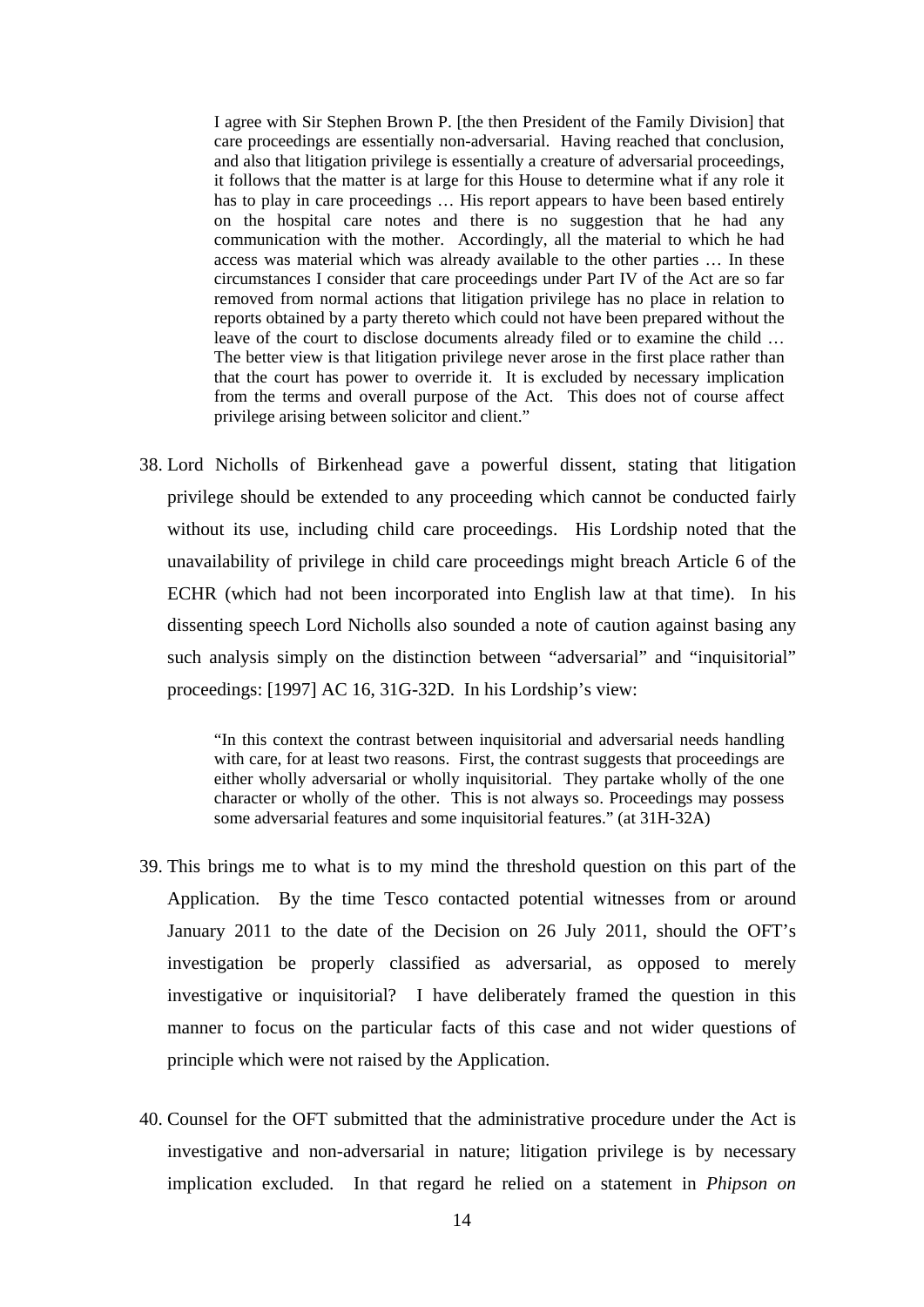> I agree with Sir Stephen Brown P. [the then President of the Family Division] that care proceedings are essentially non-adversarial. Having reached that conclusion, and also that litigation privilege is essentially a creature of adversarial proceedings, it follows that the matter is at large for this House to determine what if any role it has to play in care proceedings … His report appears to have been based entirely on the hospital care notes and there is no suggestion that he had any communication with the mother. Accordingly, all the material to which he had access was material which was already available to the other parties … In these circumstances I consider that care proceedings under Part IV of the Act are so far removed from normal actions that litigation privilege has no place in relation to reports obtained by a party thereto which could not have been prepared without the leave of the court to disclose documents already filed or to examine the child … The better view is that litigation privilege never arose in the first place rather than that the court has power to override it. It is excluded by necessary implication from the terms and overall purpose of the Act. This does not of course affect privilege arising between solicitor and client."

38. Lord Nicholls of Birkenhead gave a powerful dissent, stating that litigation privilege should be extended to any proceeding which cannot be conducted fairly without its use, including child care proceedings. His Lordship noted that the unavailability of privilege in child care proceedings might breach Article 6 of the ECHR (which had not been incorporated into English law at that time). In his dissenting speech Lord Nicholls also sounded a note of caution against basing any such analysis simply on the distinction between "adversarial" and "inquisitorial" proceedings: [1997] AC 16, 31G-32D. In his Lordship's view:

> "In this context the contrast between inquisitorial and adversarial needs handling with care, for at least two reasons. First, the contrast suggests that proceedings are either wholly adversarial or wholly inquisitorial. They partake wholly of the one character or wholly of the other. This is not always so. Proceedings may possess some adversarial features and some inquisitorial features." (at 31H-32A)

39. This brings me to what is to my mind the threshold question on this part of the Application. By the time Tesco contacted potential witnesses from or around January 2011 to the date of the Decision on 26 July 2011, should the OFT's investigation be properly classified as adversarial, as opposed to merely investigative or inquisitorial? I have deliberately framed the question in this manner to focus on the particular facts of this case and not wider questions of principle which were not raised by the Application.

40. Counsel for the OFT submitted that the administrative procedure under the Act is investigative and non-adversarial in nature; litigation privilege is by necessary implication excluded. In that regard he relied on a statement in *Phipson on*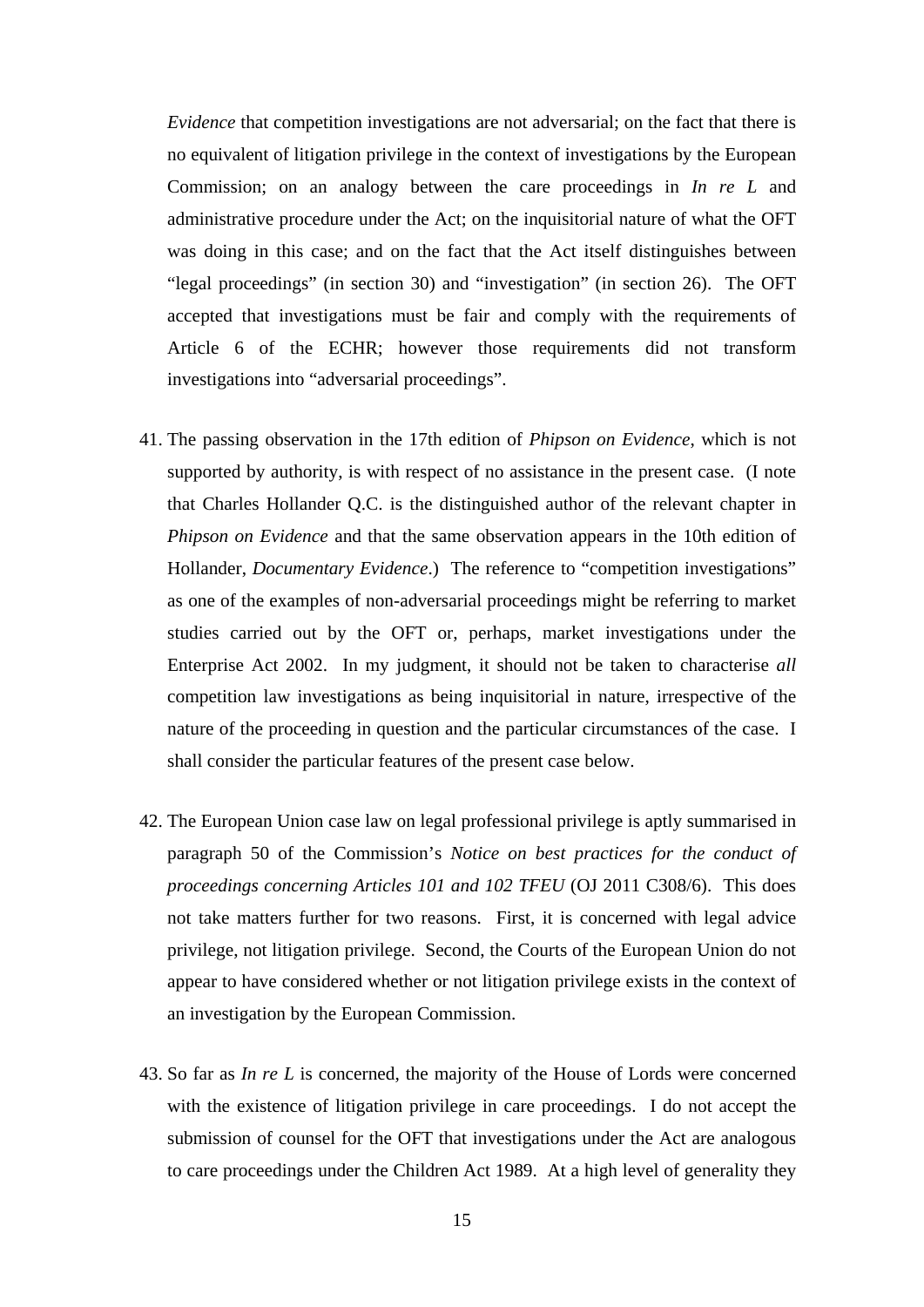*Evidence* that competition investigations are not adversarial; on the fact that there is no equivalent of litigation privilege in the context of investigations by the European Commission; on an analogy between the care proceedings in *In re L* and administrative procedure under the Act; on the inquisitorial nature of what the OFT was doing in this case; and on the fact that the Act itself distinguishes between "legal proceedings" (in section 30) and "investigation" (in section 26). The OFT accepted that investigations must be fair and comply with the requirements of Article 6 of the ECHR; however those requirements did not transform investigations into "adversarial proceedings".

41. The passing observation in the 17th edition of *Phipson on Evidence*, which is not supported by authority, is with respect of no assistance in the present case. (I note that Charles Hollander Q.C. is the distinguished author of the relevant chapter in *Phipson on Evidence* and that the same observation appears in the 10th edition of Hollander, *Documentary Evidence*.) The reference to "competition investigations" as one of the examples of non-adversarial proceedings might be referring to market studies carried out by the OFT or, perhaps, market investigations under the Enterprise Act 2002. In my judgment, it should not be taken to characterise *all* competition law investigations as being inquisitorial in nature, irrespective of the nature of the proceeding in question and the particular circumstances of the case. I shall consider the particular features of the present case below.

42. The European Union case law on legal professional privilege is aptly summarised in paragraph 50 of the Commission's *Notice on best practices for the conduct of proceedings concerning Articles 101 and 102 TFEU* (OJ 2011 C308/6). This does not take matters further for two reasons. First, it is concerned with legal advice privilege, not litigation privilege. Second, the Courts of the European Union do not appear to have considered whether or not litigation privilege exists in the context of an investigation by the European Commission.

43. So far as *In re L* is concerned, the majority of the House of Lords were concerned with the existence of litigation privilege in care proceedings. I do not accept the submission of counsel for the OFT that investigations under the Act are analogous to care proceedings under the Children Act 1989. At a high level of generality they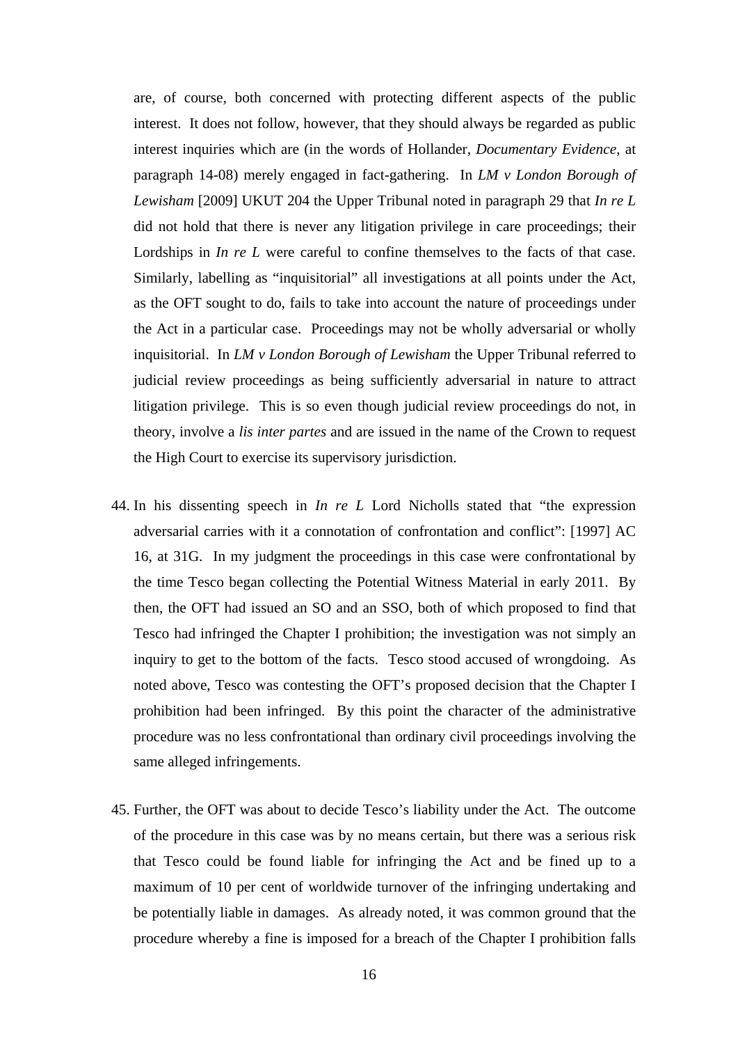are, of course, both concerned with protecting different aspects of the public interest. It does not follow, however, that they should always be regarded as public interest inquiries which are (in the words of Hollander, *Documentary Evidence*, at paragraph 14-08) merely engaged in fact-gathering. In *LM v London Borough of Lewisham* [2009] UKUT 204 the Upper Tribunal noted in paragraph 29 that *In re L* did not hold that there is never any litigation privilege in care proceedings; their Lordships in *In re L* were careful to confine themselves to the facts of that case. Similarly, labelling as "inquisitorial" all investigations at all points under the Act, as the OFT sought to do, fails to take into account the nature of proceedings under the Act in a particular case. Proceedings may not be wholly adversarial or wholly inquisitorial. In *LM v London Borough of Lewisham* the Upper Tribunal referred to judicial review proceedings as being sufficiently adversarial in nature to attract litigation privilege. This is so even though judicial review proceedings do not, in theory, involve a *lis inter partes* and are issued in the name of the Crown to request the High Court to exercise its supervisory jurisdiction.

44. In his dissenting speech in *In re L* Lord Nicholls stated that "the expression adversarial carries with it a connotation of confrontation and conflict": [1997] AC 16, at 31G. In my judgment the proceedings in this case were confrontational by the time Tesco began collecting the Potential Witness Material in early 2011. By then, the OFT had issued an SO and an SSO, both of which proposed to find that Tesco had infringed the Chapter I prohibition; the investigation was not simply an inquiry to get to the bottom of the facts. Tesco stood accused of wrongdoing. As noted above, Tesco was contesting the OFT's proposed decision that the Chapter I prohibition had been infringed. By this point the character of the administrative procedure was no less confrontational than ordinary civil proceedings involving the same alleged infringements.

45. Further, the OFT was about to decide Tesco's liability under the Act. The outcome of the procedure in this case was by no means certain, but there was a serious risk that Tesco could be found liable for infringing the Act and be fined up to a maximum of 10 per cent of worldwide turnover of the infringing undertaking and be potentially liable in damages. As already noted, it was common ground that the procedure whereby a fine is imposed for a breach of the Chapter I prohibition falls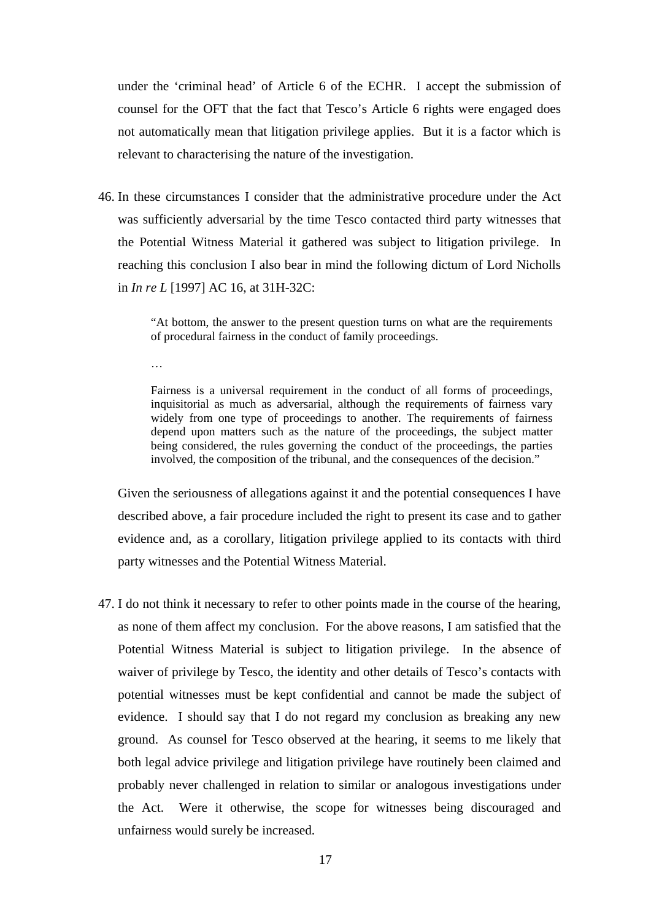under the 'criminal head' of Article 6 of the ECHR. I accept the submission of counsel for the OFT that the fact that Tesco's Article 6 rights were engaged does not automatically mean that litigation privilege applies. But it is a factor which is relevant to characterising the nature of the investigation.

46. In these circumstances I consider that the administrative procedure under the Act was sufficiently adversarial by the time Tesco contacted third party witnesses that the Potential Witness Material it gathered was subject to litigation privilege. In reaching this conclusion I also bear in mind the following dictum of Lord Nicholls in *In re L* [1997] AC 16, at 31H-32C:

> "At bottom, the answer to the present question turns on what are the requirements of procedural fairness in the conduct of family proceedings.
>
> …
>
> Fairness is a universal requirement in the conduct of all forms of proceedings, inquisitorial as much as adversarial, although the requirements of fairness vary widely from one type of proceedings to another. The requirements of fairness depend upon matters such as the nature of the proceedings, the subject matter being considered, the rules governing the conduct of the proceedings, the parties involved, the composition of the tribunal, and the consequences of the decision."

Given the seriousness of allegations against it and the potential consequences I have described above, a fair procedure included the right to present its case and to gather evidence and, as a corollary, litigation privilege applied to its contacts with third party witnesses and the Potential Witness Material.

47. I do not think it necessary to refer to other points made in the course of the hearing, as none of them affect my conclusion. For the above reasons, I am satisfied that the Potential Witness Material is subject to litigation privilege. In the absence of waiver of privilege by Tesco, the identity and other details of Tesco's contacts with potential witnesses must be kept confidential and cannot be made the subject of evidence. I should say that I do not regard my conclusion as breaking any new ground. As counsel for Tesco observed at the hearing, it seems to me likely that both legal advice privilege and litigation privilege have routinely been claimed and probably never challenged in relation to similar or analogous investigations under the Act. Were it otherwise, the scope for witnesses being discouraged and unfairness would surely be increased.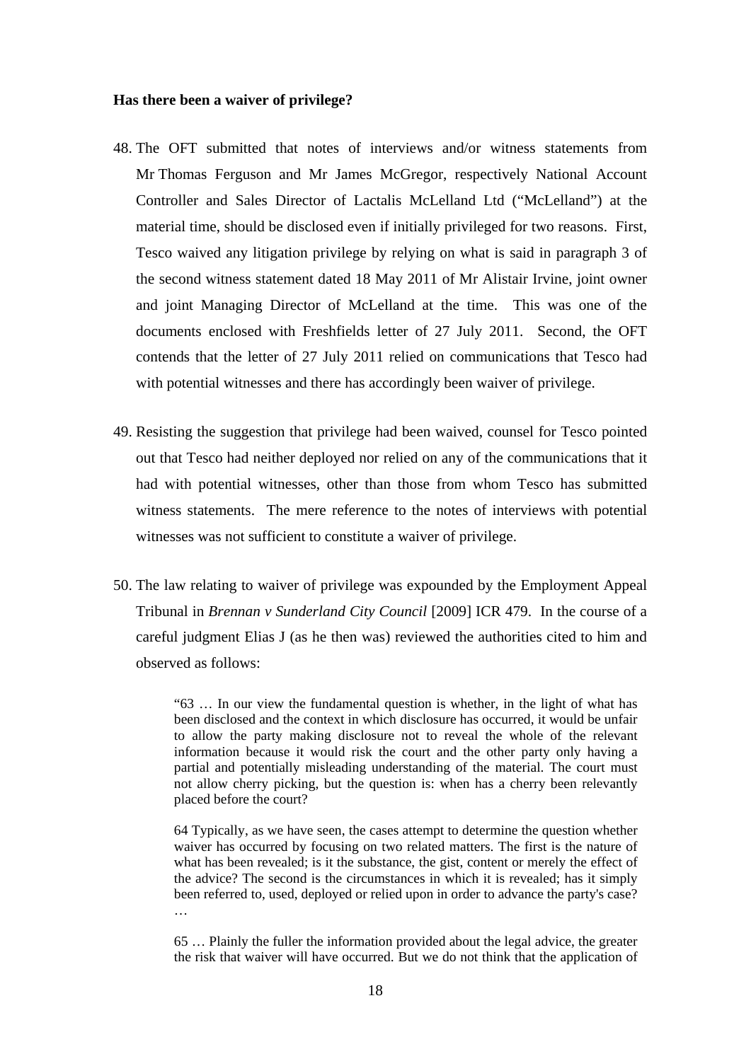**Has there been a waiver of privilege?**

48. The OFT submitted that notes of interviews and/or witness statements from Mr Thomas Ferguson and Mr James McGregor, respectively National Account Controller and Sales Director of Lactalis McLelland Ltd ("McLelland") at the material time, should be disclosed even if initially privileged for two reasons. First, Tesco waived any litigation privilege by relying on what is said in paragraph 3 of the second witness statement dated 18 May 2011 of Mr Alistair Irvine, joint owner and joint Managing Director of McLelland at the time. This was one of the documents enclosed with Freshfields letter of 27 July 2011. Second, the OFT contends that the letter of 27 July 2011 relied on communications that Tesco had with potential witnesses and there has accordingly been waiver of privilege.

49. Resisting the suggestion that privilege had been waived, counsel for Tesco pointed out that Tesco had neither deployed nor relied on any of the communications that it had with potential witnesses, other than those from whom Tesco has submitted witness statements. The mere reference to the notes of interviews with potential witnesses was not sufficient to constitute a waiver of privilege.

50. The law relating to waiver of privilege was expounded by the Employment Appeal Tribunal in *Brennan v Sunderland City Council* [2009] ICR 479. In the course of a careful judgment Elias J (as he then was) reviewed the authorities cited to him and observed as follows:

> "63 … In our view the fundamental question is whether, in the light of what has been disclosed and the context in which disclosure has occurred, it would be unfair to allow the party making disclosure not to reveal the whole of the relevant information because it would risk the court and the other party only having a partial and potentially misleading understanding of the material. The court must not allow cherry picking, but the question is: when has a cherry been relevantly placed before the court?
>
> 64 Typically, as we have seen, the cases attempt to determine the question whether waiver has occurred by focusing on two related matters. The first is the nature of what has been revealed; is it the substance, the gist, content or merely the effect of the advice? The second is the circumstances in which it is revealed; has it simply been referred to, used, deployed or relied upon in order to advance the party's case? …
>
> 65 … Plainly the fuller the information provided about the legal advice, the greater the risk that waiver will have occurred. But we do not think that the application of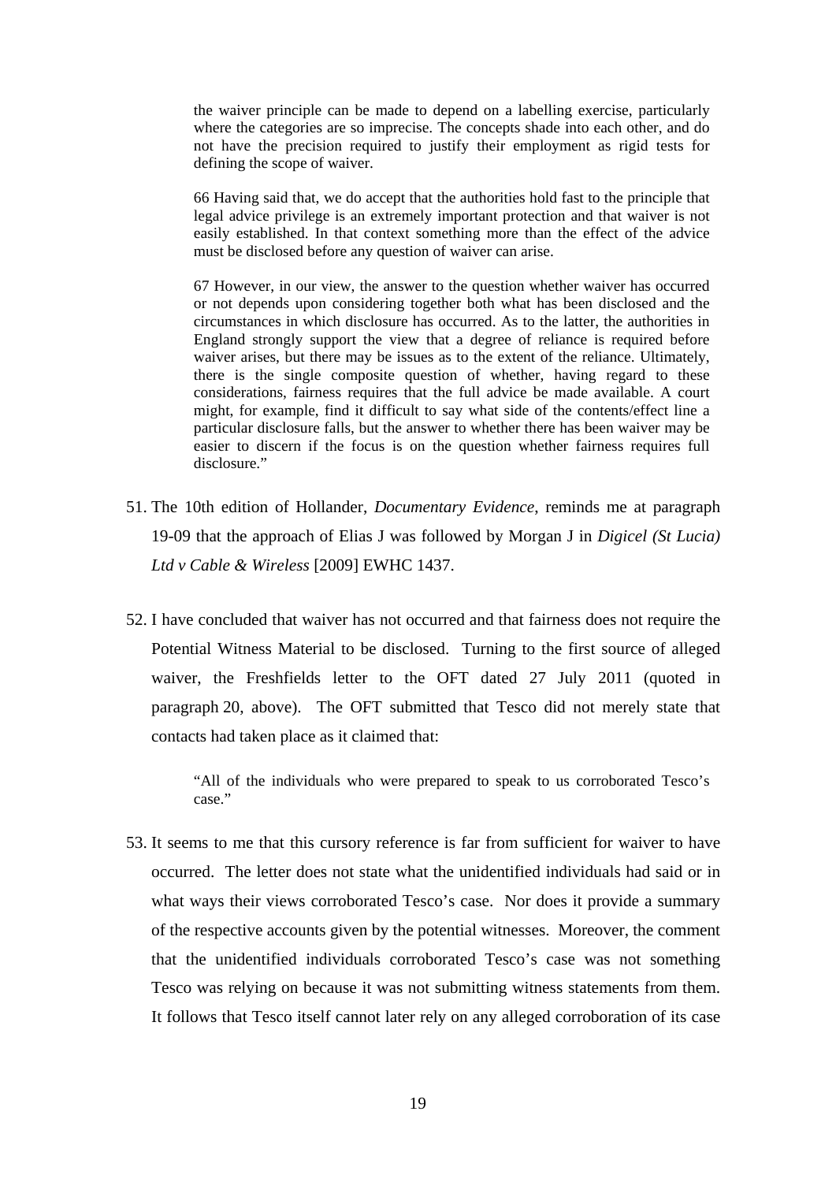> the waiver principle can be made to depend on a labelling exercise, particularly where the categories are so imprecise. The concepts shade into each other, and do not have the precision required to justify their employment as rigid tests for defining the scope of waiver.
>
> 66 Having said that, we do accept that the authorities hold fast to the principle that legal advice privilege is an extremely important protection and that waiver is not easily established. In that context something more than the effect of the advice must be disclosed before any question of waiver can arise.
>
> 67 However, in our view, the answer to the question whether waiver has occurred or not depends upon considering together both what has been disclosed and the circumstances in which disclosure has occurred. As to the latter, the authorities in England strongly support the view that a degree of reliance is required before waiver arises, but there may be issues as to the extent of the reliance. Ultimately, there is the single composite question of whether, having regard to these considerations, fairness requires that the full advice be made available. A court might, for example, find it difficult to say what side of the contents/effect line a particular disclosure falls, but the answer to whether there has been waiver may be easier to discern if the focus is on the question whether fairness requires full disclosure."

51. The 10th edition of Hollander, *Documentary Evidence*, reminds me at paragraph 19-09 that the approach of Elias J was followed by Morgan J in *Digicel (St Lucia) Ltd v Cable & Wireless* [2009] EWHC 1437.

52. I have concluded that waiver has not occurred and that fairness does not require the Potential Witness Material to be disclosed. Turning to the first source of alleged waiver, the Freshfields letter to the OFT dated 27 July 2011 (quoted in paragraph 20, above). The OFT submitted that Tesco did not merely state that contacts had taken place as it claimed that:

> "All of the individuals who were prepared to speak to us corroborated Tesco's case."

53. It seems to me that this cursory reference is far from sufficient for waiver to have occurred. The letter does not state what the unidentified individuals had said or in what ways their views corroborated Tesco's case. Nor does it provide a summary of the respective accounts given by the potential witnesses. Moreover, the comment that the unidentified individuals corroborated Tesco's case was not something Tesco was relying on because it was not submitting witness statements from them. It follows that Tesco itself cannot later rely on any alleged corroboration of its case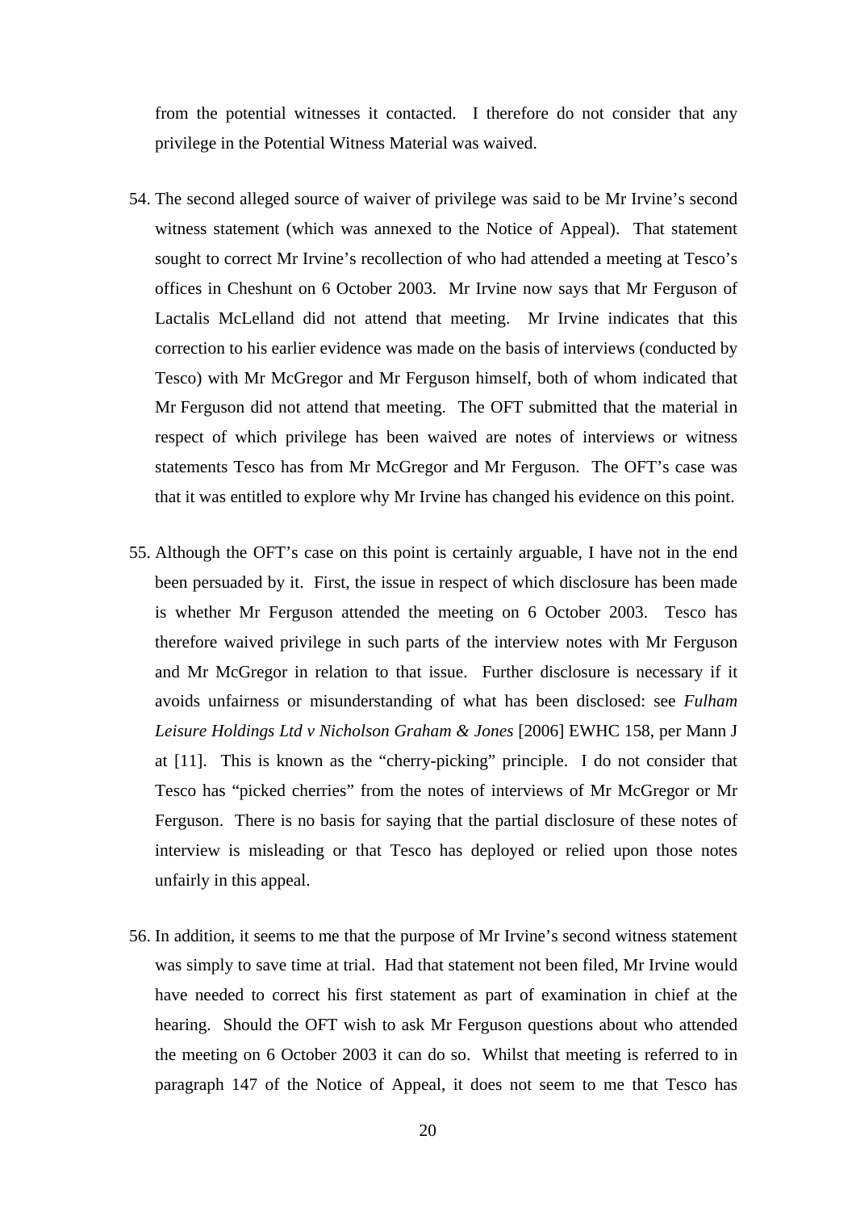from the potential witnesses it contacted. I therefore do not consider that any privilege in the Potential Witness Material was waived.

54. The second alleged source of waiver of privilege was said to be Mr Irvine's second witness statement (which was annexed to the Notice of Appeal). That statement sought to correct Mr Irvine's recollection of who had attended a meeting at Tesco's offices in Cheshunt on 6 October 2003. Mr Irvine now says that Mr Ferguson of Lactalis McLelland did not attend that meeting. Mr Irvine indicates that this correction to his earlier evidence was made on the basis of interviews (conducted by Tesco) with Mr McGregor and Mr Ferguson himself, both of whom indicated that Mr Ferguson did not attend that meeting. The OFT submitted that the material in respect of which privilege has been waived are notes of interviews or witness statements Tesco has from Mr McGregor and Mr Ferguson. The OFT's case was that it was entitled to explore why Mr Irvine has changed his evidence on this point.

55. Although the OFT's case on this point is certainly arguable, I have not in the end been persuaded by it. First, the issue in respect of which disclosure has been made is whether Mr Ferguson attended the meeting on 6 October 2003. Tesco has therefore waived privilege in such parts of the interview notes with Mr Ferguson and Mr McGregor in relation to that issue. Further disclosure is necessary if it avoids unfairness or misunderstanding of what has been disclosed: see *Fulham Leisure Holdings Ltd v Nicholson Graham & Jones* [2006] EWHC 158, per Mann J at [11]. This is known as the "cherry-picking" principle. I do not consider that Tesco has "picked cherries" from the notes of interviews of Mr McGregor or Mr Ferguson. There is no basis for saying that the partial disclosure of these notes of interview is misleading or that Tesco has deployed or relied upon those notes unfairly in this appeal.

56. In addition, it seems to me that the purpose of Mr Irvine's second witness statement was simply to save time at trial. Had that statement not been filed, Mr Irvine would have needed to correct his first statement as part of examination in chief at the hearing. Should the OFT wish to ask Mr Ferguson questions about who attended the meeting on 6 October 2003 it can do so. Whilst that meeting is referred to in paragraph 147 of the Notice of Appeal, it does not seem to me that Tesco has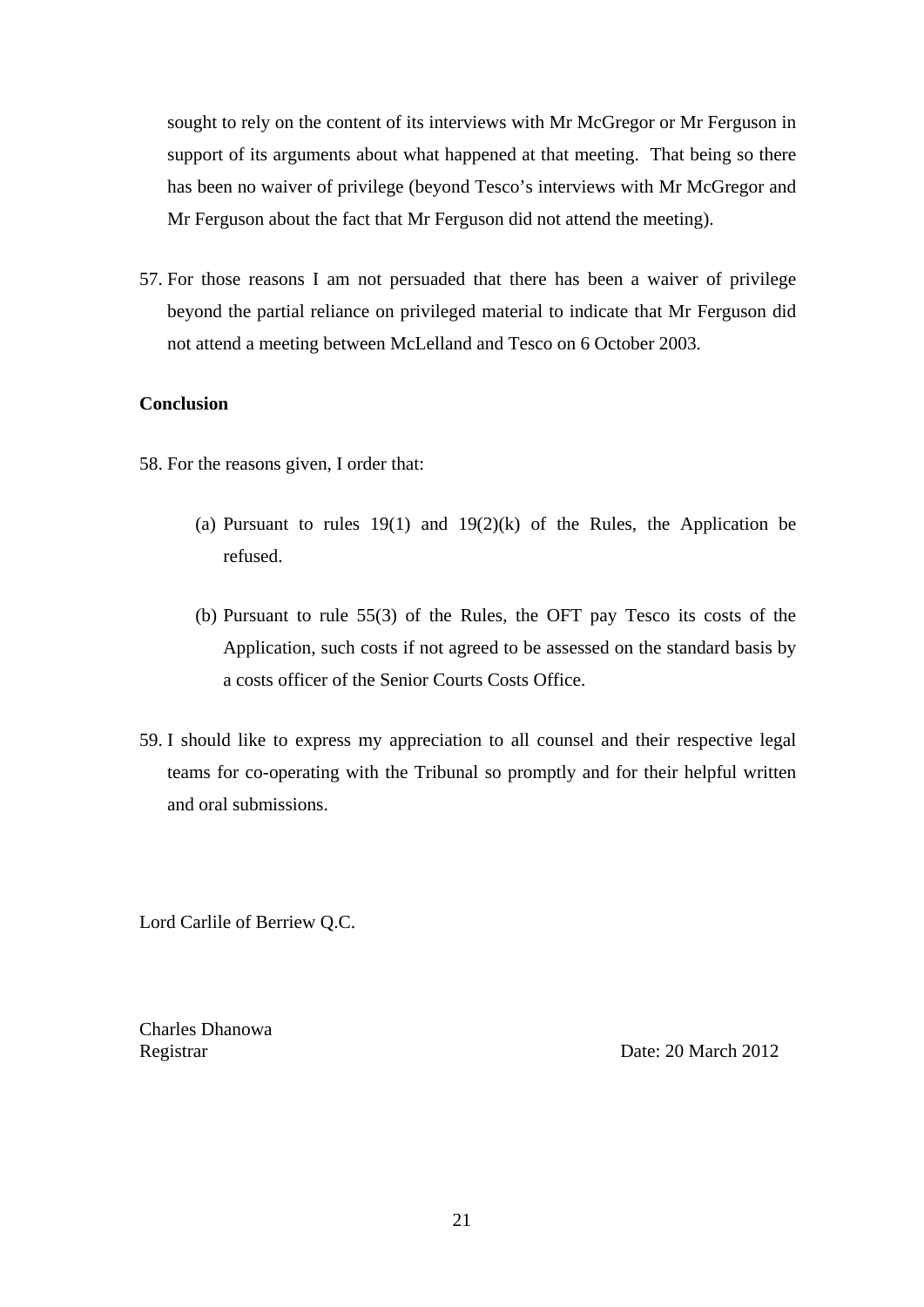sought to rely on the content of its interviews with Mr McGregor or Mr Ferguson in support of its arguments about what happened at that meeting. That being so there has been no waiver of privilege (beyond Tesco's interviews with Mr McGregor and Mr Ferguson about the fact that Mr Ferguson did not attend the meeting).

57. For those reasons I am not persuaded that there has been a waiver of privilege beyond the partial reliance on privileged material to indicate that Mr Ferguson did not attend a meeting between McLelland and Tesco on 6 October 2003.

**Conclusion**

58. For the reasons given, I order that:

    (a) Pursuant to rules 19(1) and 19(2)(k) of the Rules, the Application be refused.

    (b) Pursuant to rule 55(3) of the Rules, the OFT pay Tesco its costs of the Application, such costs if not agreed to be assessed on the standard basis by a costs officer of the Senior Courts Costs Office.

59. I should like to express my appreciation to all counsel and their respective legal teams for co-operating with the Tribunal so promptly and for their helpful written and oral submissions.

Lord Carlile of Berriew Q.C.

Charles Dhanowa
Registrar

Date: 20 March 2012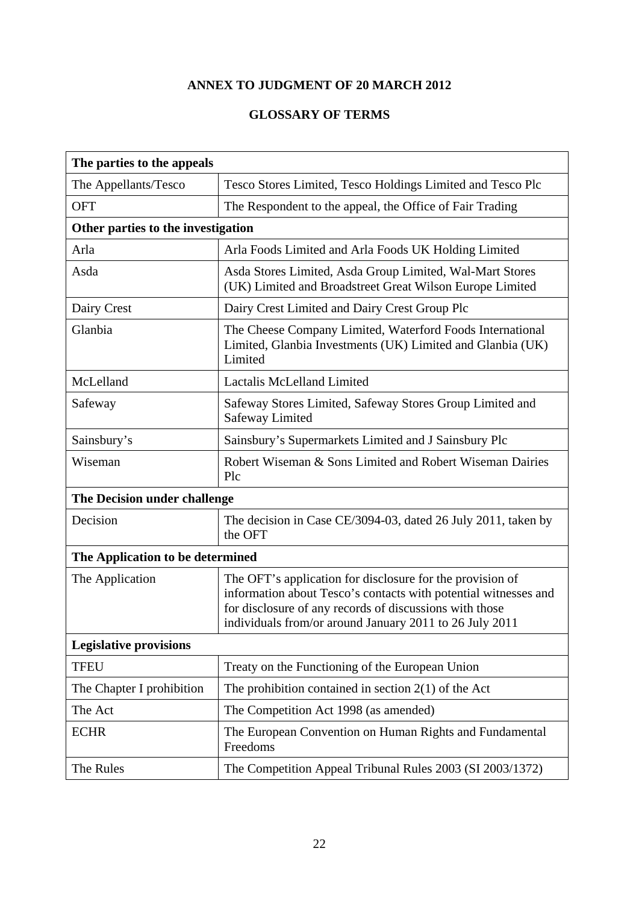**ANNEX TO JUDGMENT OF 20 MARCH 2012**

**GLOSSARY OF TERMS**

| | |
|---|---|
| **The parties to the appeals** | |
| The Appellants/Tesco | Tesco Stores Limited, Tesco Holdings Limited and Tesco Plc |
| OFT | The Respondent to the appeal, the Office of Fair Trading |
| **Other parties to the investigation** | |
| Arla | Arla Foods Limited and Arla Foods UK Holding Limited |
| Asda | Asda Stores Limited, Asda Group Limited, Wal-Mart Stores (UK) Limited and Broadstreet Great Wilson Europe Limited |
| Dairy Crest | Dairy Crest Limited and Dairy Crest Group Plc |
| Glanbia | The Cheese Company Limited, Waterford Foods International Limited, Glanbia Investments (UK) Limited and Glanbia (UK) Limited |
| McLelland | Lactalis McLelland Limited |
| Safeway | Safeway Stores Limited, Safeway Stores Group Limited and Safeway Limited |
| Sainsbury's | Sainsbury's Supermarkets Limited and J Sainsbury Plc |
| Wiseman | Robert Wiseman & Sons Limited and Robert Wiseman Dairies Plc |
| **The Decision under challenge** | |
| Decision | The decision in Case CE/3094-03, dated 26 July 2011, taken by the OFT |
| **The Application to be determined** | |
| The Application | The OFT's application for disclosure for the provision of information about Tesco's contacts with potential witnesses and for disclosure of any records of discussions with those individuals from/or around January 2011 to 26 July 2011 |
| **Legislative provisions** | |
| TFEU | Treaty on the Functioning of the European Union |
| The Chapter I prohibition | The prohibition contained in section 2(1) of the Act |
| The Act | The Competition Act 1998 (as amended) |
| ECHR | The European Convention on Human Rights and Fundamental Freedoms |
| The Rules | The Competition Appeal Tribunal Rules 2003 (SI 2003/1372) |